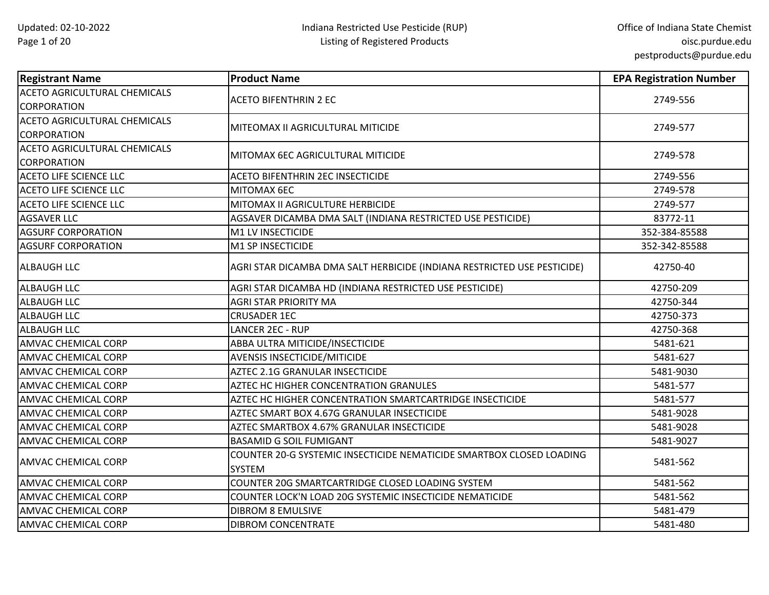| Registrant Name | Product Name | EPA Registration Number |
|---|---|---|
| ACETO AGRICULTURAL CHEMICALS CORPORATION | ACETO BIFENTHRIN 2 EC | 2749-556 |
| ACETO AGRICULTURAL CHEMICALS CORPORATION | MITEOMAX II AGRICULTURAL MITICIDE | 2749-577 |
| ACETO AGRICULTURAL CHEMICALS CORPORATION | MITOMAX 6EC AGRICULTURAL MITICIDE | 2749-578 |
| ACETO LIFE SCIENCE LLC | ACETO BIFENTHRIN 2EC INSECTICIDE | 2749-556 |
| ACETO LIFE SCIENCE LLC | MITOMAX 6EC | 2749-578 |
| ACETO LIFE SCIENCE LLC | MITOMAX II AGRICULTURE HERBICIDE | 2749-577 |
| AGSAVER LLC | AGSAVER DICAMBA DMA SALT (INDIANA RESTRICTED USE PESTICIDE) | 83772-11 |
| AGSURF CORPORATION | M1 LV INSECTICIDE | 352-384-85588 |
| AGSURF CORPORATION | M1 SP INSECTICIDE | 352-342-85588 |
| ALBAUGH LLC | AGRI STAR DICAMBA DMA SALT HERBICIDE (INDIANA RESTRICTED USE PESTICIDE) | 42750-40 |
| ALBAUGH LLC | AGRI STAR DICAMBA HD (INDIANA RESTRICTED USE PESTICIDE) | 42750-209 |
| ALBAUGH LLC | AGRI STAR PRIORITY MA | 42750-344 |
| ALBAUGH LLC | CRUSADER 1EC | 42750-373 |
| ALBAUGH LLC | LANCER 2EC - RUP | 42750-368 |
| AMVAC CHEMICAL CORP | ABBA ULTRA MITICIDE/INSECTICIDE | 5481-621 |
| AMVAC CHEMICAL CORP | AVENSIS INSECTICIDE/MITICIDE | 5481-627 |
| AMVAC CHEMICAL CORP | AZTEC 2.1G GRANULAR INSECTICIDE | 5481-9030 |
| AMVAC CHEMICAL CORP | AZTEC HC HIGHER CONCENTRATION GRANULES | 5481-577 |
| AMVAC CHEMICAL CORP | AZTEC HC HIGHER CONCENTRATION SMARTCARTRIDGE INSECTICIDE | 5481-577 |
| AMVAC CHEMICAL CORP | AZTEC SMART BOX 4.67G GRANULAR INSECTICIDE | 5481-9028 |
| AMVAC CHEMICAL CORP | AZTEC SMARTBOX 4.67% GRANULAR INSECTICIDE | 5481-9028 |
| AMVAC CHEMICAL CORP | BASAMID G SOIL FUMIGANT | 5481-9027 |
| AMVAC CHEMICAL CORP | COUNTER 20-G SYSTEMIC INSECTICIDE NEMATICIDE SMARTBOX CLOSED LOADING SYSTEM | 5481-562 |
| AMVAC CHEMICAL CORP | COUNTER 20G SMARTCARTRIDGE CLOSED LOADING SYSTEM | 5481-562 |
| AMVAC CHEMICAL CORP | COUNTER LOCK'N LOAD 20G SYSTEMIC INSECTICIDE NEMATICIDE | 5481-562 |
| AMVAC CHEMICAL CORP | DIBROM 8 EMULSIVE | 5481-479 |
| AMVAC CHEMICAL CORP | DIBROM CONCENTRATE | 5481-480 |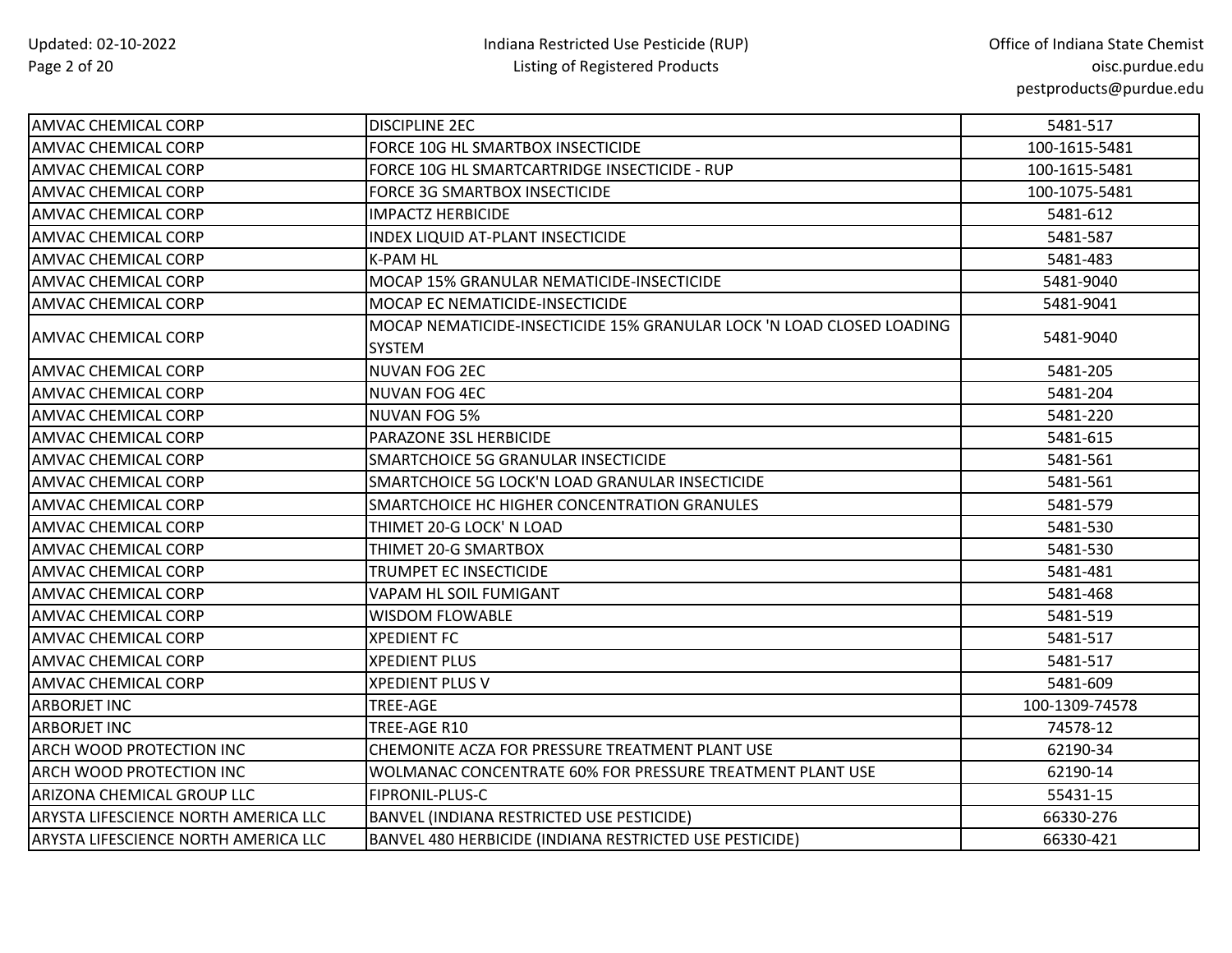| AMVAC CHEMICAL CORP | DISCIPLINE 2EC | 5481-517 |
|---|---|---|
| AMVAC CHEMICAL CORP | FORCE 10G HL SMARTBOX INSECTICIDE | 100-1615-5481 |
| AMVAC CHEMICAL CORP | FORCE 10G HL SMARTCARTRIDGE INSECTICIDE - RUP | 100-1615-5481 |
| AMVAC CHEMICAL CORP | FORCE 3G SMARTBOX INSECTICIDE | 100-1075-5481 |
| AMVAC CHEMICAL CORP | IMPACTZ HERBICIDE | 5481-612 |
| AMVAC CHEMICAL CORP | INDEX LIQUID AT-PLANT INSECTICIDE | 5481-587 |
| AMVAC CHEMICAL CORP | K-PAM HL | 5481-483 |
| AMVAC CHEMICAL CORP | MOCAP 15% GRANULAR NEMATICIDE-INSECTICIDE | 5481-9040 |
| AMVAC CHEMICAL CORP | MOCAP EC NEMATICIDE-INSECTICIDE | 5481-9041 |
| AMVAC CHEMICAL CORP | MOCAP NEMATICIDE-INSECTICIDE 15% GRANULAR LOCK 'N LOAD CLOSED LOADING SYSTEM | 5481-9040 |
| AMVAC CHEMICAL CORP | NUVAN FOG 2EC | 5481-205 |
| AMVAC CHEMICAL CORP | NUVAN FOG 4EC | 5481-204 |
| AMVAC CHEMICAL CORP | NUVAN FOG 5% | 5481-220 |
| AMVAC CHEMICAL CORP | PARAZONE 3SL HERBICIDE | 5481-615 |
| AMVAC CHEMICAL CORP | SMARTCHOICE 5G GRANULAR INSECTICIDE | 5481-561 |
| AMVAC CHEMICAL CORP | SMARTCHOICE 5G LOCK'N LOAD GRANULAR INSECTICIDE | 5481-561 |
| AMVAC CHEMICAL CORP | SMARTCHOICE HC HIGHER CONCENTRATION GRANULES | 5481-579 |
| AMVAC CHEMICAL CORP | THIMET 20-G LOCK' N LOAD | 5481-530 |
| AMVAC CHEMICAL CORP | THIMET 20-G SMARTBOX | 5481-530 |
| AMVAC CHEMICAL CORP | TRUMPET EC INSECTICIDE | 5481-481 |
| AMVAC CHEMICAL CORP | VAPAM HL SOIL FUMIGANT | 5481-468 |
| AMVAC CHEMICAL CORP | WISDOM FLOWABLE | 5481-519 |
| AMVAC CHEMICAL CORP | XPEDIENT FC | 5481-517 |
| AMVAC CHEMICAL CORP | XPEDIENT PLUS | 5481-517 |
| AMVAC CHEMICAL CORP | XPEDIENT PLUS V | 5481-609 |
| ARBORJET INC | TREE-AGE | 100-1309-74578 |
| ARBORJET INC | TREE-AGE R10 | 74578-12 |
| ARCH WOOD PROTECTION INC | CHEMONITE ACZA FOR PRESSURE TREATMENT PLANT USE | 62190-34 |
| ARCH WOOD PROTECTION INC | WOLMANAC CONCENTRATE 60% FOR PRESSURE TREATMENT PLANT USE | 62190-14 |
| ARIZONA CHEMICAL GROUP LLC | FIPRONIL-PLUS-C | 55431-15 |
| ARYSTA LIFESCIENCE NORTH AMERICA LLC | BANVEL (INDIANA RESTRICTED USE PESTICIDE) | 66330-276 |
| ARYSTA LIFESCIENCE NORTH AMERICA LLC | BANVEL 480 HERBICIDE (INDIANA RESTRICTED USE PESTICIDE) | 66330-421 |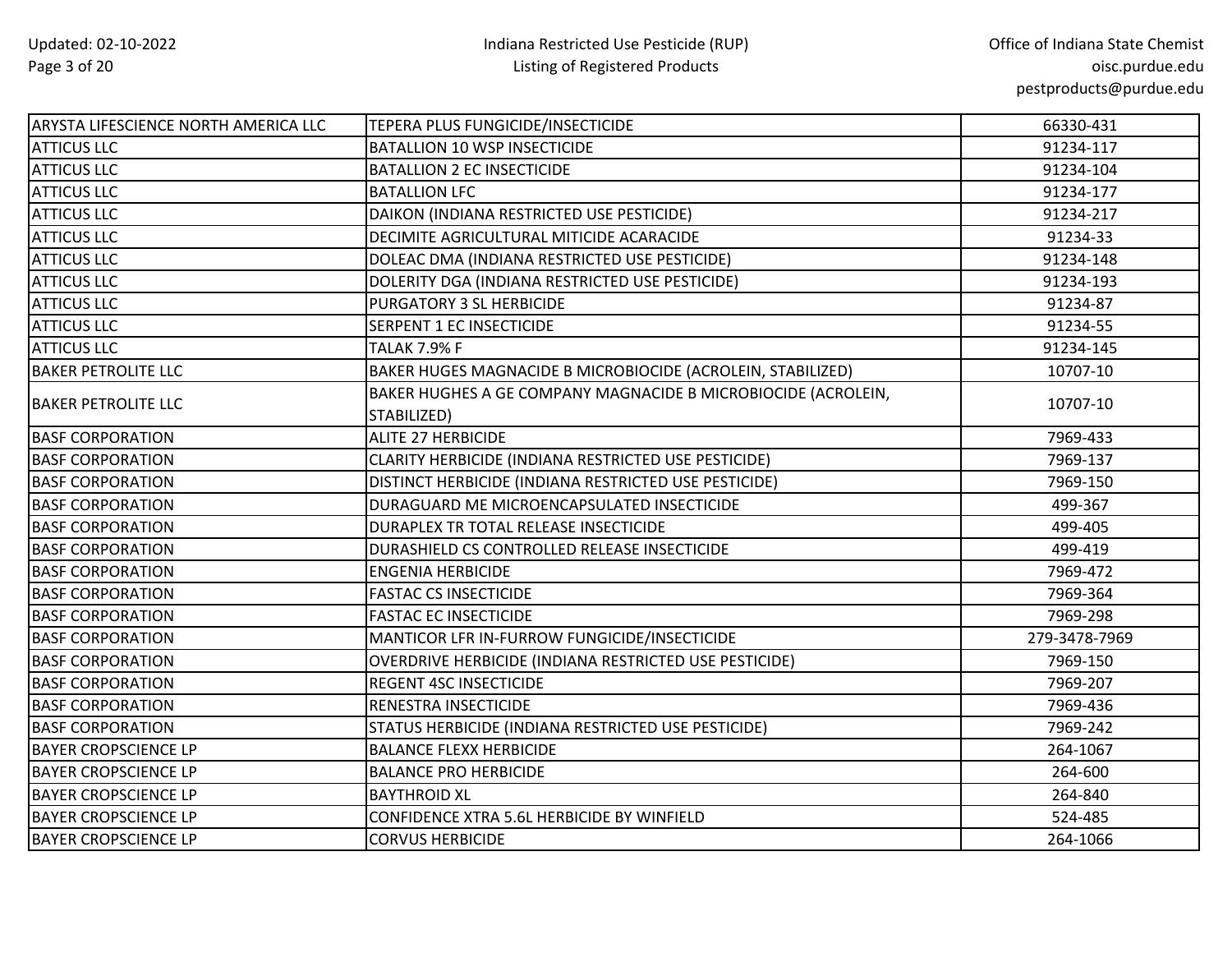| | | |
|---|---|---|
| ARYSTA LIFESCIENCE NORTH AMERICA LLC | TEPERA PLUS FUNGICIDE/INSECTICIDE | 66330-431 |
| ATTICUS LLC | BATALLION 10 WSP INSECTICIDE | 91234-117 |
| ATTICUS LLC | BATALLION 2 EC INSECTICIDE | 91234-104 |
| ATTICUS LLC | BATALLION LFC | 91234-177 |
| ATTICUS LLC | DAIKON (INDIANA RESTRICTED USE PESTICIDE) | 91234-217 |
| ATTICUS LLC | DECIMITE AGRICULTURAL MITICIDE ACARACIDE | 91234-33 |
| ATTICUS LLC | DOLEAC DMA (INDIANA RESTRICTED USE PESTICIDE) | 91234-148 |
| ATTICUS LLC | DOLERITY DGA (INDIANA RESTRICTED USE PESTICIDE) | 91234-193 |
| ATTICUS LLC | PURGATORY 3 SL HERBICIDE | 91234-87 |
| ATTICUS LLC | SERPENT 1 EC INSECTICIDE | 91234-55 |
| ATTICUS LLC | TALAK 7.9% F | 91234-145 |
| BAKER PETROLITE LLC | BAKER HUGES MAGNACIDE B MICROBIOCIDE (ACROLEIN, STABILIZED) | 10707-10 |
| BAKER PETROLITE LLC | BAKER HUGHES A GE COMPANY MAGNACIDE B MICROBIOCIDE (ACROLEIN, STABILIZED) | 10707-10 |
| BASF CORPORATION | ALITE 27 HERBICIDE | 7969-433 |
| BASF CORPORATION | CLARITY HERBICIDE (INDIANA RESTRICTED USE PESTICIDE) | 7969-137 |
| BASF CORPORATION | DISTINCT HERBICIDE (INDIANA RESTRICTED USE PESTICIDE) | 7969-150 |
| BASF CORPORATION | DURAGUARD ME MICROENCAPSULATED INSECTICIDE | 499-367 |
| BASF CORPORATION | DURAPLEX TR TOTAL RELEASE INSECTICIDE | 499-405 |
| BASF CORPORATION | DURASHIELD CS CONTROLLED RELEASE INSECTICIDE | 499-419 |
| BASF CORPORATION | ENGENIA HERBICIDE | 7969-472 |
| BASF CORPORATION | FASTAC CS INSECTICIDE | 7969-364 |
| BASF CORPORATION | FASTAC EC INSECTICIDE | 7969-298 |
| BASF CORPORATION | MANTICOR LFR IN-FURROW FUNGICIDE/INSECTICIDE | 279-3478-7969 |
| BASF CORPORATION | OVERDRIVE HERBICIDE (INDIANA RESTRICTED USE PESTICIDE) | 7969-150 |
| BASF CORPORATION | REGENT 4SC INSECTICIDE | 7969-207 |
| BASF CORPORATION | RENESTRA INSECTICIDE | 7969-436 |
| BASF CORPORATION | STATUS HERBICIDE (INDIANA RESTRICTED USE PESTICIDE) | 7969-242 |
| BAYER CROPSCIENCE LP | BALANCE FLEXX HERBICIDE | 264-1067 |
| BAYER CROPSCIENCE LP | BALANCE PRO HERBICIDE | 264-600 |
| BAYER CROPSCIENCE LP | BAYTHROID XL | 264-840 |
| BAYER CROPSCIENCE LP | CONFIDENCE XTRA 5.6L HERBICIDE BY WINFIELD | 524-485 |
| BAYER CROPSCIENCE LP | CORVUS HERBICIDE | 264-1066 |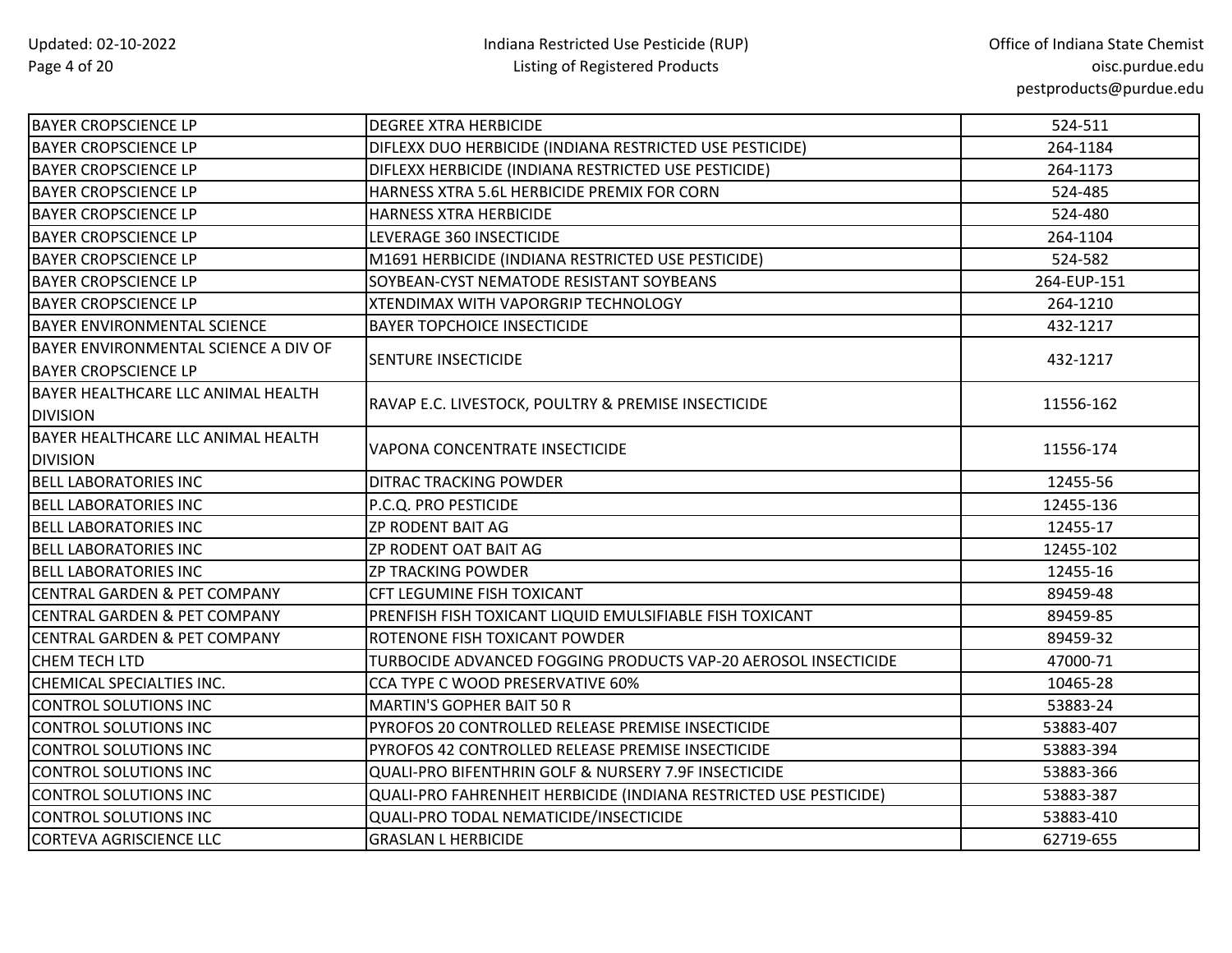| | | |
|---|---|---|
| BAYER CROPSCIENCE LP | DEGREE XTRA HERBICIDE | 524-511 |
| BAYER CROPSCIENCE LP | DIFLEXX DUO HERBICIDE (INDIANA RESTRICTED USE PESTICIDE) | 264-1184 |
| BAYER CROPSCIENCE LP | DIFLEXX HERBICIDE (INDIANA RESTRICTED USE PESTICIDE) | 264-1173 |
| BAYER CROPSCIENCE LP | HARNESS XTRA 5.6L HERBICIDE PREMIX FOR CORN | 524-485 |
| BAYER CROPSCIENCE LP | HARNESS XTRA HERBICIDE | 524-480 |
| BAYER CROPSCIENCE LP | LEVERAGE 360 INSECTICIDE | 264-1104 |
| BAYER CROPSCIENCE LP | M1691 HERBICIDE (INDIANA RESTRICTED USE PESTICIDE) | 524-582 |
| BAYER CROPSCIENCE LP | SOYBEAN-CYST NEMATODE RESISTANT SOYBEANS | 264-EUP-151 |
| BAYER CROPSCIENCE LP | XTENDIMAX WITH VAPORGRIP TECHNOLOGY | 264-1210 |
| BAYER ENVIRONMENTAL SCIENCE | BAYER TOPCHOICE INSECTICIDE | 432-1217 |
| BAYER ENVIRONMENTAL SCIENCE A DIV OF BAYER CROPSCIENCE LP | SENTURE INSECTICIDE | 432-1217 |
| BAYER HEALTHCARE LLC ANIMAL HEALTH DIVISION | RAVAP E.C. LIVESTOCK, POULTRY & PREMISE INSECTICIDE | 11556-162 |
| BAYER HEALTHCARE LLC ANIMAL HEALTH DIVISION | VAPONA CONCENTRATE INSECTICIDE | 11556-174 |
| BELL LABORATORIES INC | DITRAC TRACKING POWDER | 12455-56 |
| BELL LABORATORIES INC | P.C.Q. PRO PESTICIDE | 12455-136 |
| BELL LABORATORIES INC | ZP RODENT BAIT AG | 12455-17 |
| BELL LABORATORIES INC | ZP RODENT OAT BAIT AG | 12455-102 |
| BELL LABORATORIES INC | ZP TRACKING POWDER | 12455-16 |
| CENTRAL GARDEN & PET COMPANY | CFT LEGUMINE FISH TOXICANT | 89459-48 |
| CENTRAL GARDEN & PET COMPANY | PRENFISH FISH TOXICANT LIQUID EMULSIFIABLE FISH TOXICANT | 89459-85 |
| CENTRAL GARDEN & PET COMPANY | ROTENONE FISH TOXICANT POWDER | 89459-32 |
| CHEM TECH LTD | TURBOCIDE ADVANCED FOGGING PRODUCTS VAP-20 AEROSOL INSECTICIDE | 47000-71 |
| CHEMICAL SPECIALTIES INC. | CCA TYPE C WOOD PRESERVATIVE 60% | 10465-28 |
| CONTROL SOLUTIONS INC | MARTIN'S GOPHER BAIT 50 R | 53883-24 |
| CONTROL SOLUTIONS INC | PYROFOS 20 CONTROLLED RELEASE PREMISE INSECTICIDE | 53883-407 |
| CONTROL SOLUTIONS INC | PYROFOS 42 CONTROLLED RELEASE PREMISE INSECTICIDE | 53883-394 |
| CONTROL SOLUTIONS INC | QUALI-PRO BIFENTHRIN GOLF & NURSERY 7.9F INSECTICIDE | 53883-366 |
| CONTROL SOLUTIONS INC | QUALI-PRO FAHRENHEIT HERBICIDE (INDIANA RESTRICTED USE PESTICIDE) | 53883-387 |
| CONTROL SOLUTIONS INC | QUALI-PRO TODAL NEMATICIDE/INSECTICIDE | 53883-410 |
| CORTEVA AGRISCIENCE LLC | GRASLAN L HERBICIDE | 62719-655 |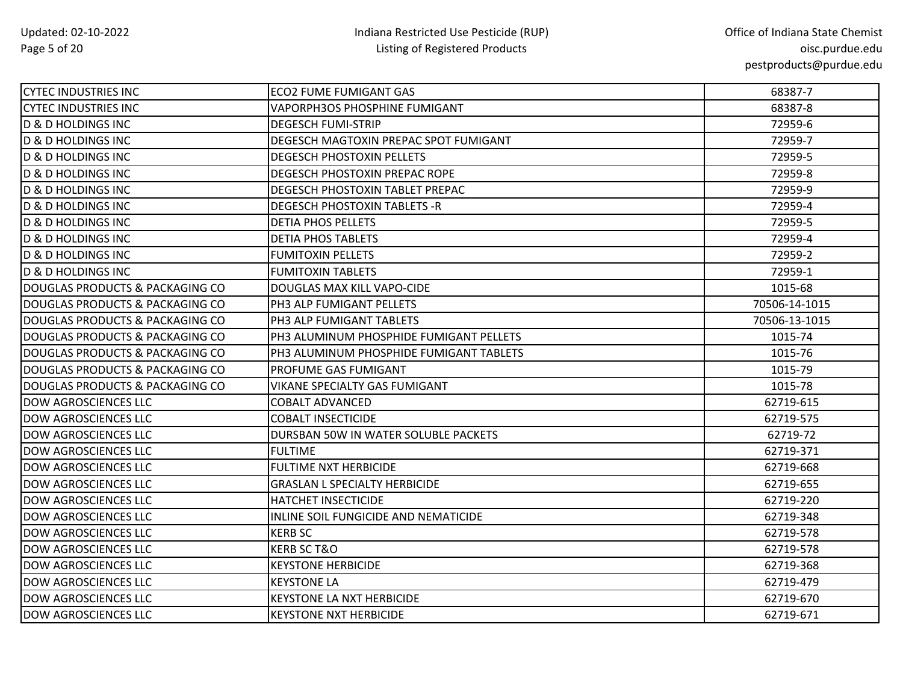| | | |
|---|---|---|
| CYTEC INDUSTRIES INC | ECO2 FUME FUMIGANT GAS | 68387-7 |
| CYTEC INDUSTRIES INC | VAPORPH3OS PHOSPHINE FUMIGANT | 68387-8 |
| D & D HOLDINGS INC | DEGESCH FUMI-STRIP | 72959-6 |
| D & D HOLDINGS INC | DEGESCH MAGTOXIN PREPAC SPOT FUMIGANT | 72959-7 |
| D & D HOLDINGS INC | DEGESCH PHOSTOXIN PELLETS | 72959-5 |
| D & D HOLDINGS INC | DEGESCH PHOSTOXIN PREPAC ROPE | 72959-8 |
| D & D HOLDINGS INC | DEGESCH PHOSTOXIN TABLET PREPAC | 72959-9 |
| D & D HOLDINGS INC | DEGESCH PHOSTOXIN TABLETS -R | 72959-4 |
| D & D HOLDINGS INC | DETIA PHOS PELLETS | 72959-5 |
| D & D HOLDINGS INC | DETIA PHOS TABLETS | 72959-4 |
| D & D HOLDINGS INC | FUMITOXIN PELLETS | 72959-2 |
| D & D HOLDINGS INC | FUMITOXIN TABLETS | 72959-1 |
| DOUGLAS PRODUCTS & PACKAGING CO | DOUGLAS MAX KILL VAPO-CIDE | 1015-68 |
| DOUGLAS PRODUCTS & PACKAGING CO | PH3 ALP FUMIGANT PELLETS | 70506-14-1015 |
| DOUGLAS PRODUCTS & PACKAGING CO | PH3 ALP FUMIGANT TABLETS | 70506-13-1015 |
| DOUGLAS PRODUCTS & PACKAGING CO | PH3 ALUMINUM PHOSPHIDE FUMIGANT PELLETS | 1015-74 |
| DOUGLAS PRODUCTS & PACKAGING CO | PH3 ALUMINUM PHOSPHIDE FUMIGANT TABLETS | 1015-76 |
| DOUGLAS PRODUCTS & PACKAGING CO | PROFUME GAS FUMIGANT | 1015-79 |
| DOUGLAS PRODUCTS & PACKAGING CO | VIKANE SPECIALTY GAS FUMIGANT | 1015-78 |
| DOW AGROSCIENCES LLC | COBALT ADVANCED | 62719-615 |
| DOW AGROSCIENCES LLC | COBALT INSECTICIDE | 62719-575 |
| DOW AGROSCIENCES LLC | DURSBAN 50W IN WATER SOLUBLE PACKETS | 62719-72 |
| DOW AGROSCIENCES LLC | FULTIME | 62719-371 |
| DOW AGROSCIENCES LLC | FULTIME NXT HERBICIDE | 62719-668 |
| DOW AGROSCIENCES LLC | GRASLAN L SPECIALTY HERBICIDE | 62719-655 |
| DOW AGROSCIENCES LLC | HATCHET INSECTICIDE | 62719-220 |
| DOW AGROSCIENCES LLC | INLINE SOIL FUNGICIDE AND NEMATICIDE | 62719-348 |
| DOW AGROSCIENCES LLC | KERB SC | 62719-578 |
| DOW AGROSCIENCES LLC | KERB SC T&O | 62719-578 |
| DOW AGROSCIENCES LLC | KEYSTONE HERBICIDE | 62719-368 |
| DOW AGROSCIENCES LLC | KEYSTONE LA | 62719-479 |
| DOW AGROSCIENCES LLC | KEYSTONE LA NXT HERBICIDE | 62719-670 |
| DOW AGROSCIENCES LLC | KEYSTONE NXT HERBICIDE | 62719-671 |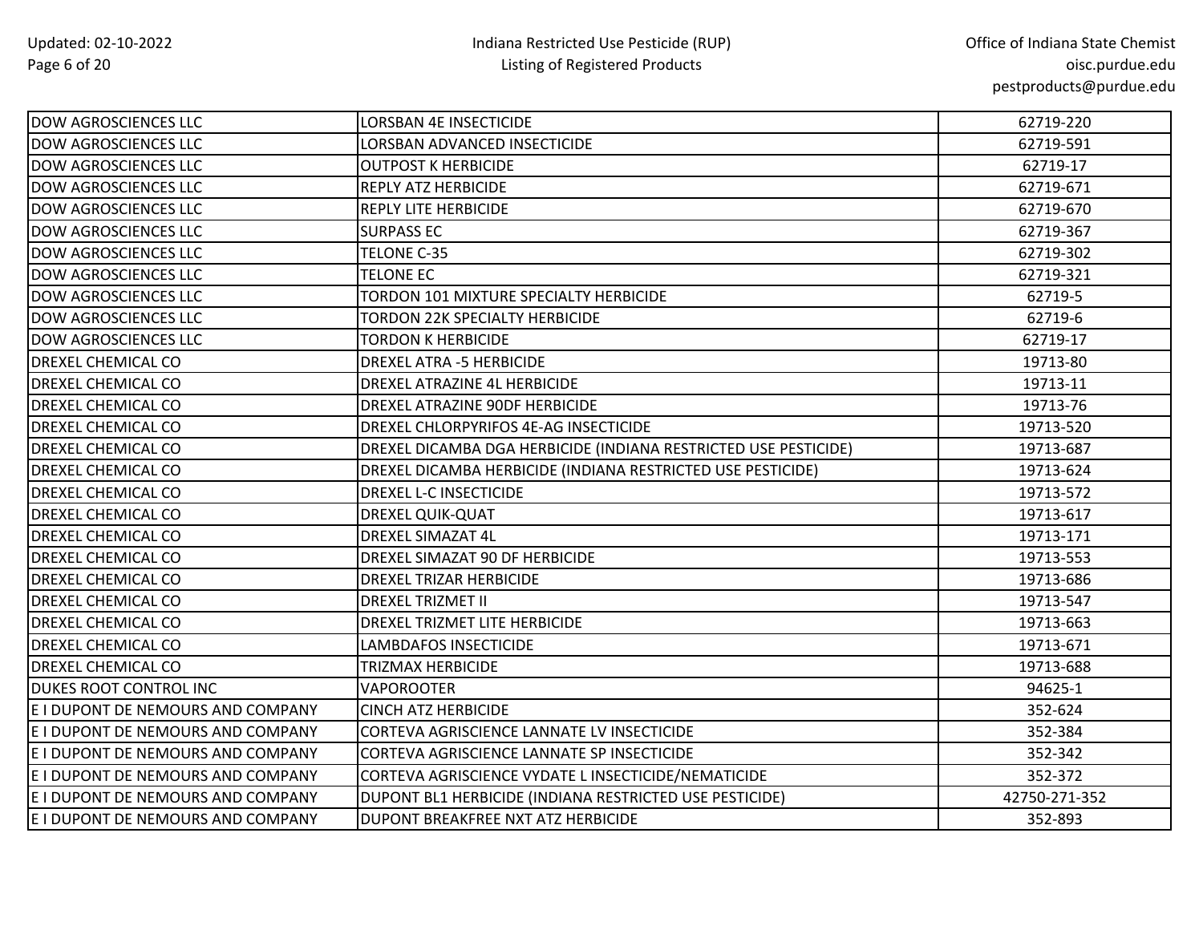| | | |
|---|---|---|
| DOW AGROSCIENCES LLC | LORSBAN 4E INSECTICIDE | 62719-220 |
| DOW AGROSCIENCES LLC | LORSBAN ADVANCED INSECTICIDE | 62719-591 |
| DOW AGROSCIENCES LLC | OUTPOST K HERBICIDE | 62719-17 |
| DOW AGROSCIENCES LLC | REPLY ATZ HERBICIDE | 62719-671 |
| DOW AGROSCIENCES LLC | REPLY LITE HERBICIDE | 62719-670 |
| DOW AGROSCIENCES LLC | SURPASS EC | 62719-367 |
| DOW AGROSCIENCES LLC | TELONE C-35 | 62719-302 |
| DOW AGROSCIENCES LLC | TELONE EC | 62719-321 |
| DOW AGROSCIENCES LLC | TORDON 101 MIXTURE SPECIALTY HERBICIDE | 62719-5 |
| DOW AGROSCIENCES LLC | TORDON 22K SPECIALTY HERBICIDE | 62719-6 |
| DOW AGROSCIENCES LLC | TORDON K HERBICIDE | 62719-17 |
| DREXEL CHEMICAL CO | DREXEL ATRA -5 HERBICIDE | 19713-80 |
| DREXEL CHEMICAL CO | DREXEL ATRAZINE 4L HERBICIDE | 19713-11 |
| DREXEL CHEMICAL CO | DREXEL ATRAZINE 90DF HERBICIDE | 19713-76 |
| DREXEL CHEMICAL CO | DREXEL CHLORPYRIFOS 4E-AG INSECTICIDE | 19713-520 |
| DREXEL CHEMICAL CO | DREXEL DICAMBA DGA HERBICIDE (INDIANA RESTRICTED USE PESTICIDE) | 19713-687 |
| DREXEL CHEMICAL CO | DREXEL DICAMBA HERBICIDE (INDIANA RESTRICTED USE PESTICIDE) | 19713-624 |
| DREXEL CHEMICAL CO | DREXEL L-C INSECTICIDE | 19713-572 |
| DREXEL CHEMICAL CO | DREXEL QUIK-QUAT | 19713-617 |
| DREXEL CHEMICAL CO | DREXEL SIMAZAT 4L | 19713-171 |
| DREXEL CHEMICAL CO | DREXEL SIMAZAT 90 DF HERBICIDE | 19713-553 |
| DREXEL CHEMICAL CO | DREXEL TRIZAR HERBICIDE | 19713-686 |
| DREXEL CHEMICAL CO | DREXEL TRIZMET II | 19713-547 |
| DREXEL CHEMICAL CO | DREXEL TRIZMET LITE HERBICIDE | 19713-663 |
| DREXEL CHEMICAL CO | LAMBDAFOS INSECTICIDE | 19713-671 |
| DREXEL CHEMICAL CO | TRIZMAX HERBICIDE | 19713-688 |
| DUKES ROOT CONTROL INC | VAPOROOTER | 94625-1 |
| E I DUPONT DE NEMOURS AND COMPANY | CINCH ATZ HERBICIDE | 352-624 |
| E I DUPONT DE NEMOURS AND COMPANY | CORTEVA AGRISCIENCE LANNATE LV INSECTICIDE | 352-384 |
| E I DUPONT DE NEMOURS AND COMPANY | CORTEVA AGRISCIENCE LANNATE SP INSECTICIDE | 352-342 |
| E I DUPONT DE NEMOURS AND COMPANY | CORTEVA AGRISCIENCE VYDATE L INSECTICIDE/NEMATICIDE | 352-372 |
| E I DUPONT DE NEMOURS AND COMPANY | DUPONT BL1 HERBICIDE (INDIANA RESTRICTED USE PESTICIDE) | 42750-271-352 |
| E I DUPONT DE NEMOURS AND COMPANY | DUPONT BREAKFREE NXT ATZ HERBICIDE | 352-893 |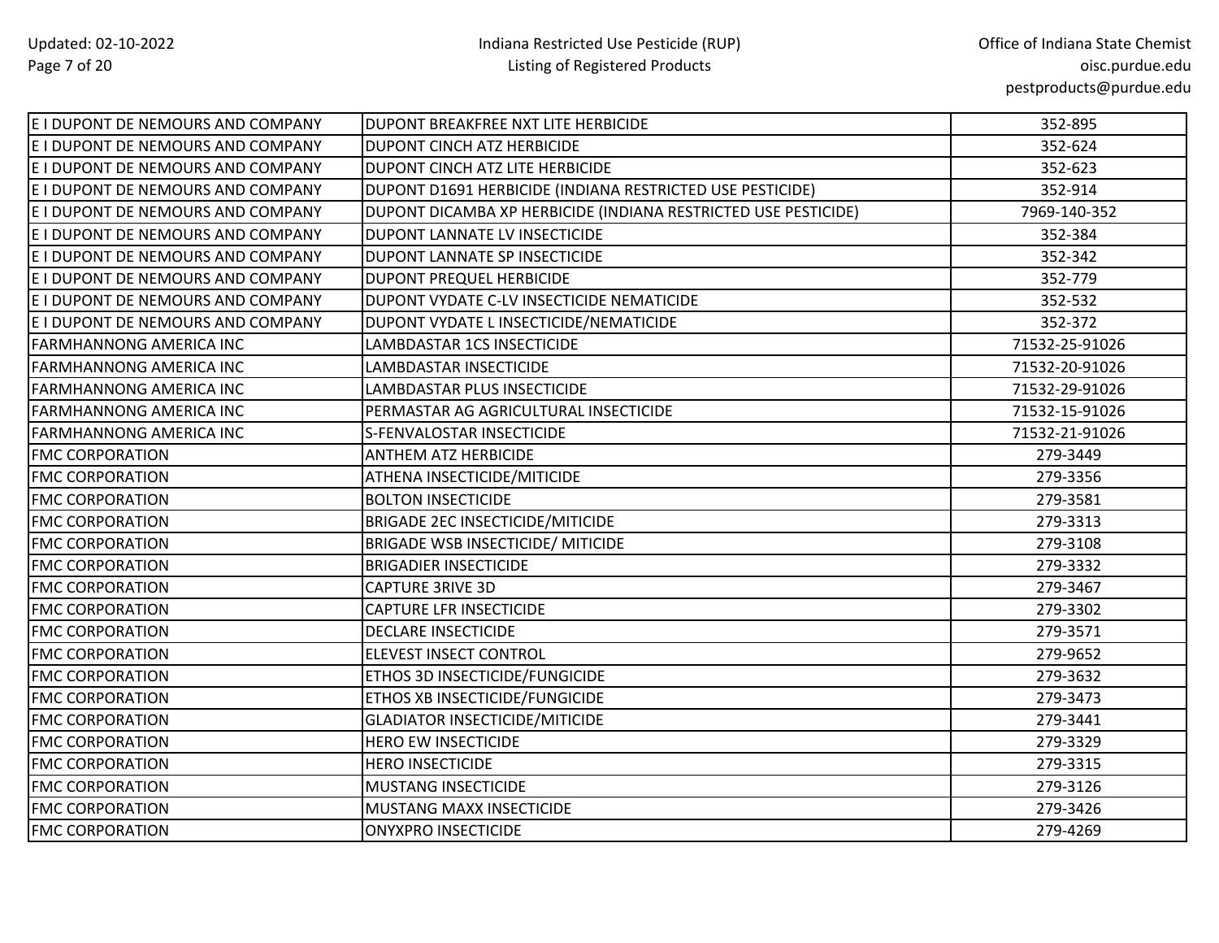| E I DUPONT DE NEMOURS AND COMPANY | DUPONT BREAKFREE NXT LITE HERBICIDE | 352-895 |
|---|---|---|
| E I DUPONT DE NEMOURS AND COMPANY | DUPONT CINCH ATZ HERBICIDE | 352-624 |
| E I DUPONT DE NEMOURS AND COMPANY | DUPONT CINCH ATZ LITE HERBICIDE | 352-623 |
| E I DUPONT DE NEMOURS AND COMPANY | DUPONT D1691 HERBICIDE (INDIANA RESTRICTED USE PESTICIDE) | 352-914 |
| E I DUPONT DE NEMOURS AND COMPANY | DUPONT DICAMBA XP HERBICIDE (INDIANA RESTRICTED USE PESTICIDE) | 7969-140-352 |
| E I DUPONT DE NEMOURS AND COMPANY | DUPONT LANNATE LV INSECTICIDE | 352-384 |
| E I DUPONT DE NEMOURS AND COMPANY | DUPONT LANNATE SP INSECTICIDE | 352-342 |
| E I DUPONT DE NEMOURS AND COMPANY | DUPONT PREQUEL HERBICIDE | 352-779 |
| E I DUPONT DE NEMOURS AND COMPANY | DUPONT VYDATE C-LV INSECTICIDE NEMATICIDE | 352-532 |
| E I DUPONT DE NEMOURS AND COMPANY | DUPONT VYDATE L INSECTICIDE/NEMATICIDE | 352-372 |
| FARMHANNONG AMERICA INC | LAMBDASTAR 1CS INSECTICIDE | 71532-25-91026 |
| FARMHANNONG AMERICA INC | LAMBDASTAR INSECTICIDE | 71532-20-91026 |
| FARMHANNONG AMERICA INC | LAMBDASTAR PLUS INSECTICIDE | 71532-29-91026 |
| FARMHANNONG AMERICA INC | PERMASTAR AG AGRICULTURAL INSECTICIDE | 71532-15-91026 |
| FARMHANNONG AMERICA INC | S-FENVALOSTAR INSECTICIDE | 71532-21-91026 |
| FMC CORPORATION | ANTHEM ATZ HERBICIDE | 279-3449 |
| FMC CORPORATION | ATHENA INSECTICIDE/MITICIDE | 279-3356 |
| FMC CORPORATION | BOLTON INSECTICIDE | 279-3581 |
| FMC CORPORATION | BRIGADE 2EC INSECTICIDE/MITICIDE | 279-3313 |
| FMC CORPORATION | BRIGADE WSB INSECTICIDE/ MITICIDE | 279-3108 |
| FMC CORPORATION | BRIGADIER INSECTICIDE | 279-3332 |
| FMC CORPORATION | CAPTURE 3RIVE 3D | 279-3467 |
| FMC CORPORATION | CAPTURE LFR INSECTICIDE | 279-3302 |
| FMC CORPORATION | DECLARE INSECTICIDE | 279-3571 |
| FMC CORPORATION | ELEVEST INSECT CONTROL | 279-9652 |
| FMC CORPORATION | ETHOS 3D INSECTICIDE/FUNGICIDE | 279-3632 |
| FMC CORPORATION | ETHOS XB INSECTICIDE/FUNGICIDE | 279-3473 |
| FMC CORPORATION | GLADIATOR INSECTICIDE/MITICIDE | 279-3441 |
| FMC CORPORATION | HERO EW INSECTICIDE | 279-3329 |
| FMC CORPORATION | HERO INSECTICIDE | 279-3315 |
| FMC CORPORATION | MUSTANG INSECTICIDE | 279-3126 |
| FMC CORPORATION | MUSTANG MAXX INSECTICIDE | 279-3426 |
| FMC CORPORATION | ONYXPRO INSECTICIDE | 279-4269 |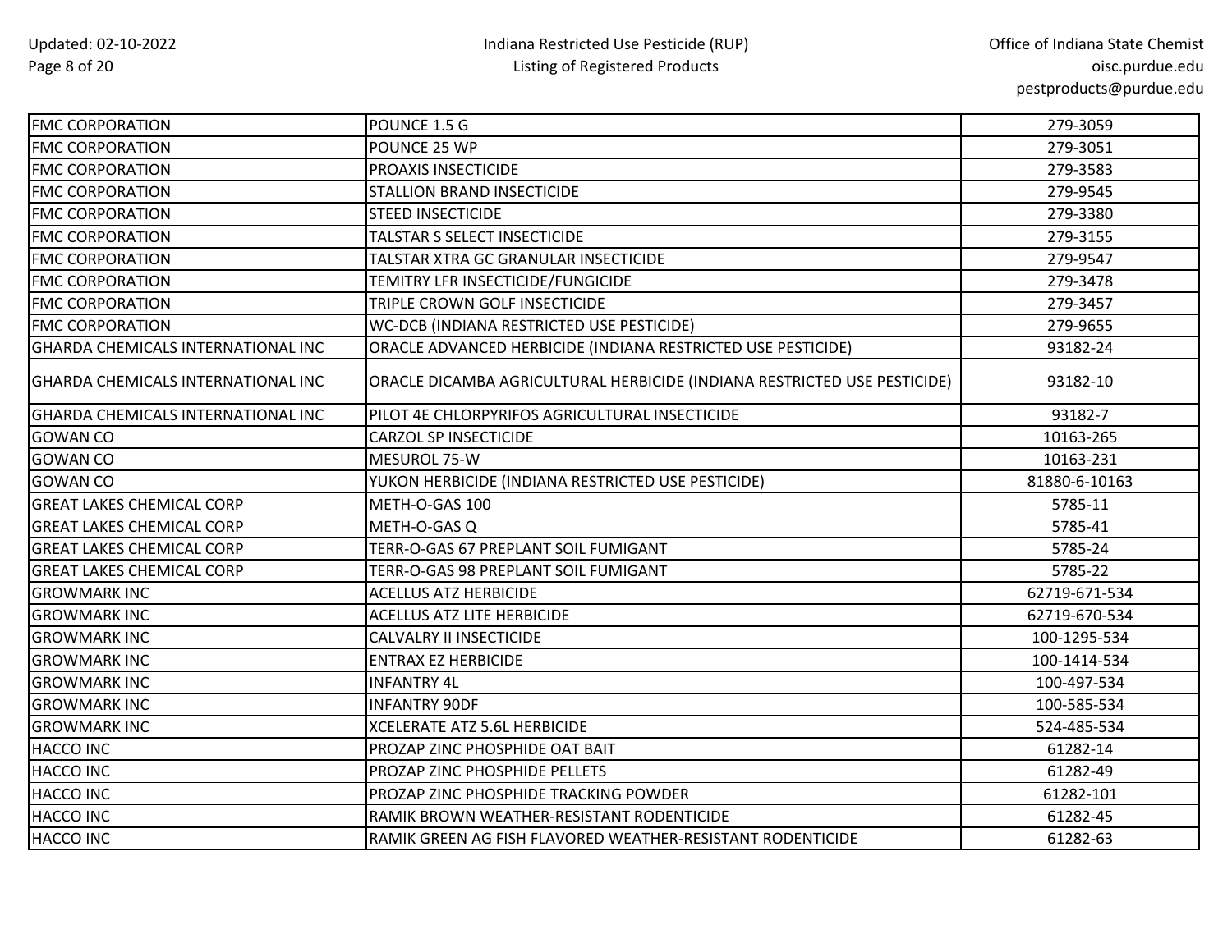| FMC CORPORATION | POUNCE 1.5 G | 279-3059 |
|---|---|---|
| FMC CORPORATION | POUNCE 25 WP | 279-3051 |
| FMC CORPORATION | PROAXIS INSECTICIDE | 279-3583 |
| FMC CORPORATION | STALLION BRAND INSECTICIDE | 279-9545 |
| FMC CORPORATION | STEED INSECTICIDE | 279-3380 |
| FMC CORPORATION | TALSTAR S SELECT INSECTICIDE | 279-3155 |
| FMC CORPORATION | TALSTAR XTRA GC GRANULAR INSECTICIDE | 279-9547 |
| FMC CORPORATION | TEMITRY LFR INSECTICIDE/FUNGICIDE | 279-3478 |
| FMC CORPORATION | TRIPLE CROWN GOLF INSECTICIDE | 279-3457 |
| FMC CORPORATION | WC-DCB (INDIANA RESTRICTED USE PESTICIDE) | 279-9655 |
| GHARDA CHEMICALS INTERNATIONAL INC | ORACLE ADVANCED HERBICIDE (INDIANA RESTRICTED USE PESTICIDE) | 93182-24 |
| GHARDA CHEMICALS INTERNATIONAL INC | ORACLE DICAMBA AGRICULTURAL HERBICIDE (INDIANA RESTRICTED USE PESTICIDE) | 93182-10 |
| GHARDA CHEMICALS INTERNATIONAL INC | PILOT 4E CHLORPYRIFOS AGRICULTURAL INSECTICIDE | 93182-7 |
| GOWAN CO | CARZOL SP INSECTICIDE | 10163-265 |
| GOWAN CO | MESUROL 75-W | 10163-231 |
| GOWAN CO | YUKON HERBICIDE (INDIANA RESTRICTED USE PESTICIDE) | 81880-6-10163 |
| GREAT LAKES CHEMICAL CORP | METH-O-GAS 100 | 5785-11 |
| GREAT LAKES CHEMICAL CORP | METH-O-GAS Q | 5785-41 |
| GREAT LAKES CHEMICAL CORP | TERR-O-GAS 67 PREPLANT SOIL FUMIGANT | 5785-24 |
| GREAT LAKES CHEMICAL CORP | TERR-O-GAS 98 PREPLANT SOIL FUMIGANT | 5785-22 |
| GROWMARK INC | ACELLUS ATZ HERBICIDE | 62719-671-534 |
| GROWMARK INC | ACELLUS ATZ LITE HERBICIDE | 62719-670-534 |
| GROWMARK INC | CALVALRY II INSECTICIDE | 100-1295-534 |
| GROWMARK INC | ENTRAX EZ HERBICIDE | 100-1414-534 |
| GROWMARK INC | INFANTRY 4L | 100-497-534 |
| GROWMARK INC | INFANTRY 90DF | 100-585-534 |
| GROWMARK INC | XCELERATE ATZ 5.6L HERBICIDE | 524-485-534 |
| HACCO INC | PROZAP ZINC PHOSPHIDE OAT BAIT | 61282-14 |
| HACCO INC | PROZAP ZINC PHOSPHIDE PELLETS | 61282-49 |
| HACCO INC | PROZAP ZINC PHOSPHIDE TRACKING POWDER | 61282-101 |
| HACCO INC | RAMIK BROWN WEATHER-RESISTANT RODENTICIDE | 61282-45 |
| HACCO INC | RAMIK GREEN AG FISH FLAVORED WEATHER-RESISTANT RODENTICIDE | 61282-63 |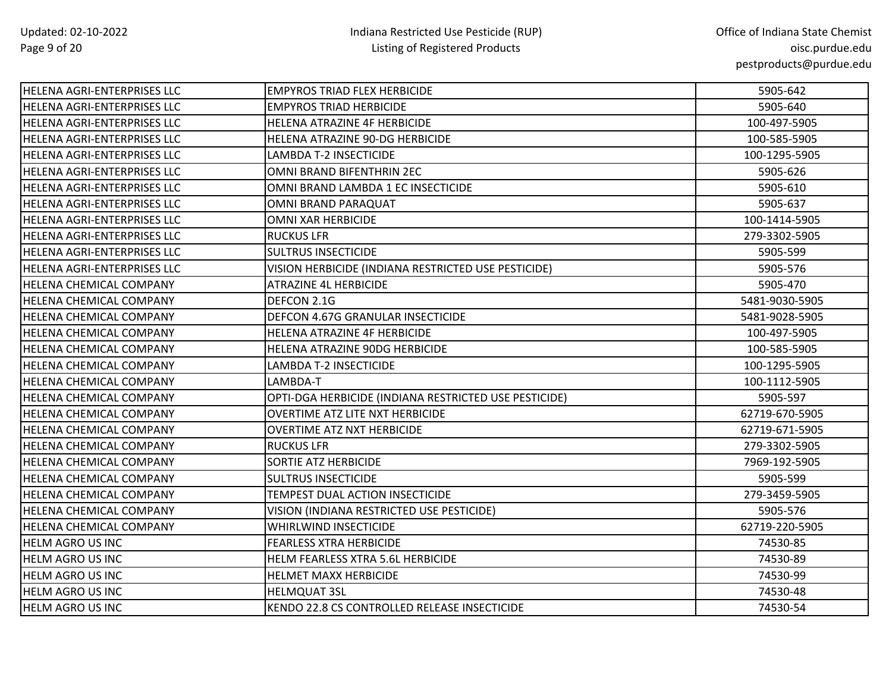| | | |
|---|---|---|
| HELENA AGRI-ENTERPRISES LLC | EMPYROS TRIAD FLEX HERBICIDE | 5905-642 |
| HELENA AGRI-ENTERPRISES LLC | EMPYROS TRIAD HERBICIDE | 5905-640 |
| HELENA AGRI-ENTERPRISES LLC | HELENA ATRAZINE 4F HERBICIDE | 100-497-5905 |
| HELENA AGRI-ENTERPRISES LLC | HELENA ATRAZINE 90-DG HERBICIDE | 100-585-5905 |
| HELENA AGRI-ENTERPRISES LLC | LAMBDA T-2 INSECTICIDE | 100-1295-5905 |
| HELENA AGRI-ENTERPRISES LLC | OMNI BRAND BIFENTHRIN 2EC | 5905-626 |
| HELENA AGRI-ENTERPRISES LLC | OMNI BRAND LAMBDA 1 EC INSECTICIDE | 5905-610 |
| HELENA AGRI-ENTERPRISES LLC | OMNI BRAND PARAQUAT | 5905-637 |
| HELENA AGRI-ENTERPRISES LLC | OMNI XAR HERBICIDE | 100-1414-5905 |
| HELENA AGRI-ENTERPRISES LLC | RUCKUS LFR | 279-3302-5905 |
| HELENA AGRI-ENTERPRISES LLC | SULTRUS INSECTICIDE | 5905-599 |
| HELENA AGRI-ENTERPRISES LLC | VISION HERBICIDE (INDIANA RESTRICTED USE PESTICIDE) | 5905-576 |
| HELENA CHEMICAL COMPANY | ATRAZINE 4L HERBICIDE | 5905-470 |
| HELENA CHEMICAL COMPANY | DEFCON 2.1G | 5481-9030-5905 |
| HELENA CHEMICAL COMPANY | DEFCON 4.67G GRANULAR INSECTICIDE | 5481-9028-5905 |
| HELENA CHEMICAL COMPANY | HELENA ATRAZINE 4F HERBICIDE | 100-497-5905 |
| HELENA CHEMICAL COMPANY | HELENA ATRAZINE 90DG HERBICIDE | 100-585-5905 |
| HELENA CHEMICAL COMPANY | LAMBDA T-2 INSECTICIDE | 100-1295-5905 |
| HELENA CHEMICAL COMPANY | LAMBDA-T | 100-1112-5905 |
| HELENA CHEMICAL COMPANY | OPTI-DGA HERBICIDE (INDIANA RESTRICTED USE PESTICIDE) | 5905-597 |
| HELENA CHEMICAL COMPANY | OVERTIME ATZ LITE NXT HERBICIDE | 62719-670-5905 |
| HELENA CHEMICAL COMPANY | OVERTIME ATZ NXT HERBICIDE | 62719-671-5905 |
| HELENA CHEMICAL COMPANY | RUCKUS LFR | 279-3302-5905 |
| HELENA CHEMICAL COMPANY | SORTIE ATZ HERBICIDE | 7969-192-5905 |
| HELENA CHEMICAL COMPANY | SULTRUS INSECTICIDE | 5905-599 |
| HELENA CHEMICAL COMPANY | TEMPEST DUAL ACTION INSECTICIDE | 279-3459-5905 |
| HELENA CHEMICAL COMPANY | VISION (INDIANA RESTRICTED USE PESTICIDE) | 5905-576 |
| HELENA CHEMICAL COMPANY | WHIRLWIND INSECTICIDE | 62719-220-5905 |
| HELM AGRO US INC | FEARLESS XTRA HERBICIDE | 74530-85 |
| HELM AGRO US INC | HELM FEARLESS XTRA 5.6L HERBICIDE | 74530-89 |
| HELM AGRO US INC | HELMET MAXX HERBICIDE | 74530-99 |
| HELM AGRO US INC | HELMQUAT 3SL | 74530-48 |
| HELM AGRO US INC | KENDO 22.8 CS CONTROLLED RELEASE INSECTICIDE | 74530-54 |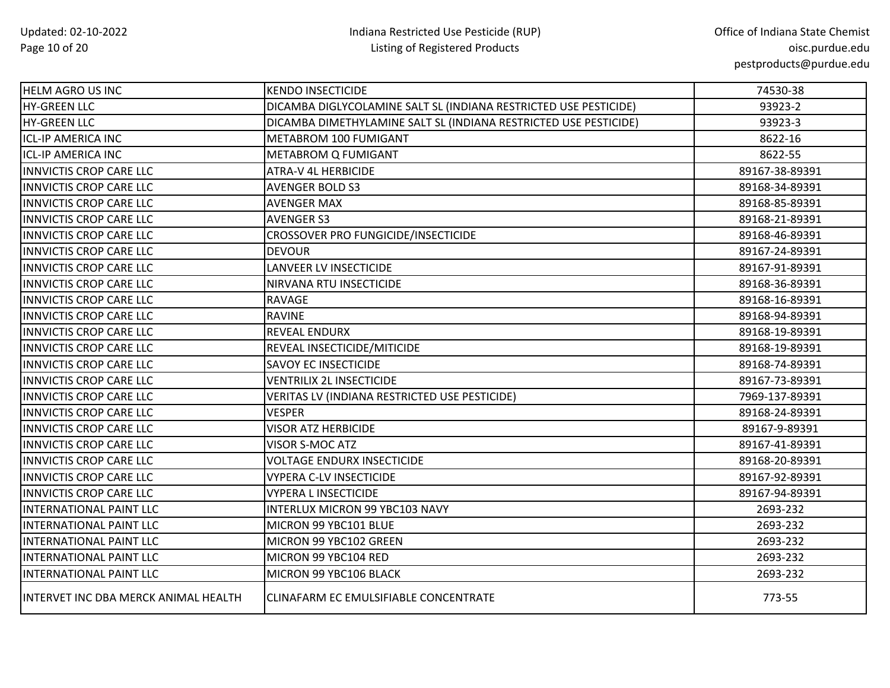| | | |
|---|---|---|
| HELM AGRO US INC | KENDO INSECTICIDE | 74530-38 |
| HY-GREEN LLC | DICAMBA DIGLYCOLAMINE SALT SL (INDIANA RESTRICTED USE PESTICIDE) | 93923-2 |
| HY-GREEN LLC | DICAMBA DIMETHYLAMINE SALT SL (INDIANA RESTRICTED USE PESTICIDE) | 93923-3 |
| ICL-IP AMERICA INC | METABROM 100 FUMIGANT | 8622-16 |
| ICL-IP AMERICA INC | METABROM Q FUMIGANT | 8622-55 |
| INNVICTIS CROP CARE LLC | ATRA-V 4L HERBICIDE | 89167-38-89391 |
| INNVICTIS CROP CARE LLC | AVENGER BOLD S3 | 89168-34-89391 |
| INNVICTIS CROP CARE LLC | AVENGER MAX | 89168-85-89391 |
| INNVICTIS CROP CARE LLC | AVENGER S3 | 89168-21-89391 |
| INNVICTIS CROP CARE LLC | CROSSOVER PRO FUNGICIDE/INSECTICIDE | 89168-46-89391 |
| INNVICTIS CROP CARE LLC | DEVOUR | 89167-24-89391 |
| INNVICTIS CROP CARE LLC | LANVEER LV INSECTICIDE | 89167-91-89391 |
| INNVICTIS CROP CARE LLC | NIRVANA RTU INSECTICIDE | 89168-36-89391 |
| INNVICTIS CROP CARE LLC | RAVAGE | 89168-16-89391 |
| INNVICTIS CROP CARE LLC | RAVINE | 89168-94-89391 |
| INNVICTIS CROP CARE LLC | REVEAL ENDURX | 89168-19-89391 |
| INNVICTIS CROP CARE LLC | REVEAL INSECTICIDE/MITICIDE | 89168-19-89391 |
| INNVICTIS CROP CARE LLC | SAVOY EC INSECTICIDE | 89168-74-89391 |
| INNVICTIS CROP CARE LLC | VENTRILIX 2L INSECTICIDE | 89167-73-89391 |
| INNVICTIS CROP CARE LLC | VERITAS LV (INDIANA RESTRICTED USE PESTICIDE) | 7969-137-89391 |
| INNVICTIS CROP CARE LLC | VESPER | 89168-24-89391 |
| INNVICTIS CROP CARE LLC | VISOR ATZ HERBICIDE | 89167-9-89391 |
| INNVICTIS CROP CARE LLC | VISOR S-MOC ATZ | 89167-41-89391 |
| INNVICTIS CROP CARE LLC | VOLTAGE ENDURX INSECTICIDE | 89168-20-89391 |
| INNVICTIS CROP CARE LLC | VYPERA C-LV INSECTICIDE | 89167-92-89391 |
| INNVICTIS CROP CARE LLC | VYPERA L INSECTICIDE | 89167-94-89391 |
| INTERNATIONAL PAINT LLC | INTERLUX MICRON 99 YBC103 NAVY | 2693-232 |
| INTERNATIONAL PAINT LLC | MICRON 99 YBC101 BLUE | 2693-232 |
| INTERNATIONAL PAINT LLC | MICRON 99 YBC102 GREEN | 2693-232 |
| INTERNATIONAL PAINT LLC | MICRON 99 YBC104 RED | 2693-232 |
| INTERNATIONAL PAINT LLC | MICRON 99 YBC106 BLACK | 2693-232 |
| INTERVET INC DBA MERCK ANIMAL HEALTH | CLINAFARM EC EMULSIFIABLE CONCENTRATE | 773-55 |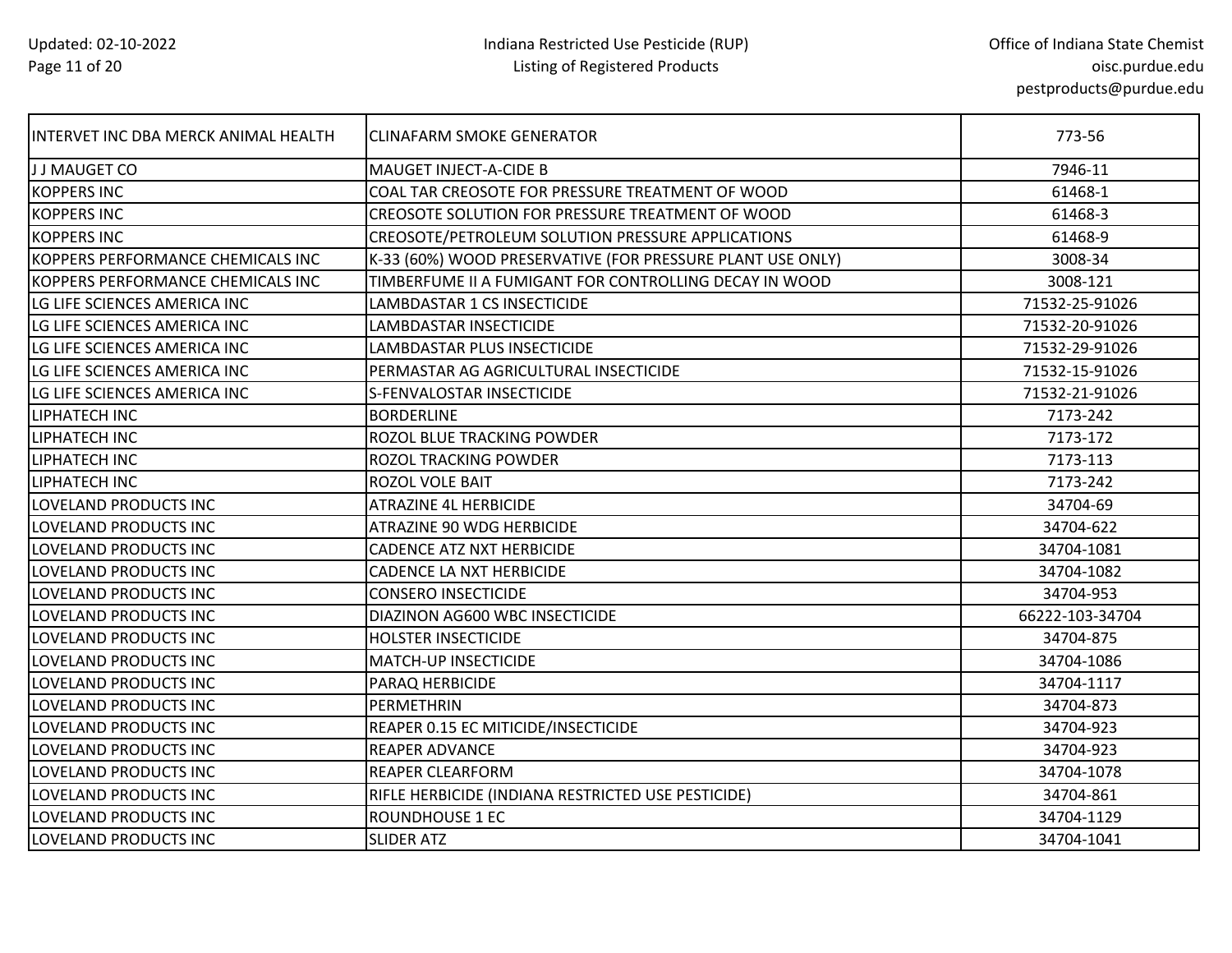| | | |
|---|---|---|
| INTERVET INC DBA MERCK ANIMAL HEALTH | CLINAFARM SMOKE GENERATOR | 773-56 |
| J J MAUGET CO | MAUGET INJECT-A-CIDE B | 7946-11 |
| KOPPERS INC | COAL TAR CREOSOTE FOR PRESSURE TREATMENT OF WOOD | 61468-1 |
| KOPPERS INC | CREOSOTE SOLUTION FOR PRESSURE TREATMENT OF WOOD | 61468-3 |
| KOPPERS INC | CREOSOTE/PETROLEUM SOLUTION PRESSURE APPLICATIONS | 61468-9 |
| KOPPERS PERFORMANCE CHEMICALS INC | K-33 (60%) WOOD PRESERVATIVE (FOR PRESSURE PLANT USE ONLY) | 3008-34 |
| KOPPERS PERFORMANCE CHEMICALS INC | TIMBERFUME II A FUMIGANT FOR CONTROLLING DECAY IN WOOD | 3008-121 |
| LG LIFE SCIENCES AMERICA INC | LAMBDASTAR 1 CS INSECTICIDE | 71532-25-91026 |
| LG LIFE SCIENCES AMERICA INC | LAMBDASTAR INSECTICIDE | 71532-20-91026 |
| LG LIFE SCIENCES AMERICA INC | LAMBDASTAR PLUS INSECTICIDE | 71532-29-91026 |
| LG LIFE SCIENCES AMERICA INC | PERMASTAR AG AGRICULTURAL INSECTICIDE | 71532-15-91026 |
| LG LIFE SCIENCES AMERICA INC | S-FENVALOSTAR INSECTICIDE | 71532-21-91026 |
| LIPHATECH INC | BORDERLINE | 7173-242 |
| LIPHATECH INC | ROZOL BLUE TRACKING POWDER | 7173-172 |
| LIPHATECH INC | ROZOL TRACKING POWDER | 7173-113 |
| LIPHATECH INC | ROZOL VOLE BAIT | 7173-242 |
| LOVELAND PRODUCTS INC | ATRAZINE 4L HERBICIDE | 34704-69 |
| LOVELAND PRODUCTS INC | ATRAZINE 90 WDG HERBICIDE | 34704-622 |
| LOVELAND PRODUCTS INC | CADENCE ATZ NXT HERBICIDE | 34704-1081 |
| LOVELAND PRODUCTS INC | CADENCE LA NXT HERBICIDE | 34704-1082 |
| LOVELAND PRODUCTS INC | CONSERO INSECTICIDE | 34704-953 |
| LOVELAND PRODUCTS INC | DIAZINON AG600 WBC INSECTICIDE | 66222-103-34704 |
| LOVELAND PRODUCTS INC | HOLSTER INSECTICIDE | 34704-875 |
| LOVELAND PRODUCTS INC | MATCH-UP INSECTICIDE | 34704-1086 |
| LOVELAND PRODUCTS INC | PARAQ HERBICIDE | 34704-1117 |
| LOVELAND PRODUCTS INC | PERMETHRIN | 34704-873 |
| LOVELAND PRODUCTS INC | REAPER 0.15 EC MITICIDE/INSECTICIDE | 34704-923 |
| LOVELAND PRODUCTS INC | REAPER ADVANCE | 34704-923 |
| LOVELAND PRODUCTS INC | REAPER CLEARFORM | 34704-1078 |
| LOVELAND PRODUCTS INC | RIFLE HERBICIDE (INDIANA RESTRICTED USE PESTICIDE) | 34704-861 |
| LOVELAND PRODUCTS INC | ROUNDHOUSE 1 EC | 34704-1129 |
| LOVELAND PRODUCTS INC | SLIDER ATZ | 34704-1041 |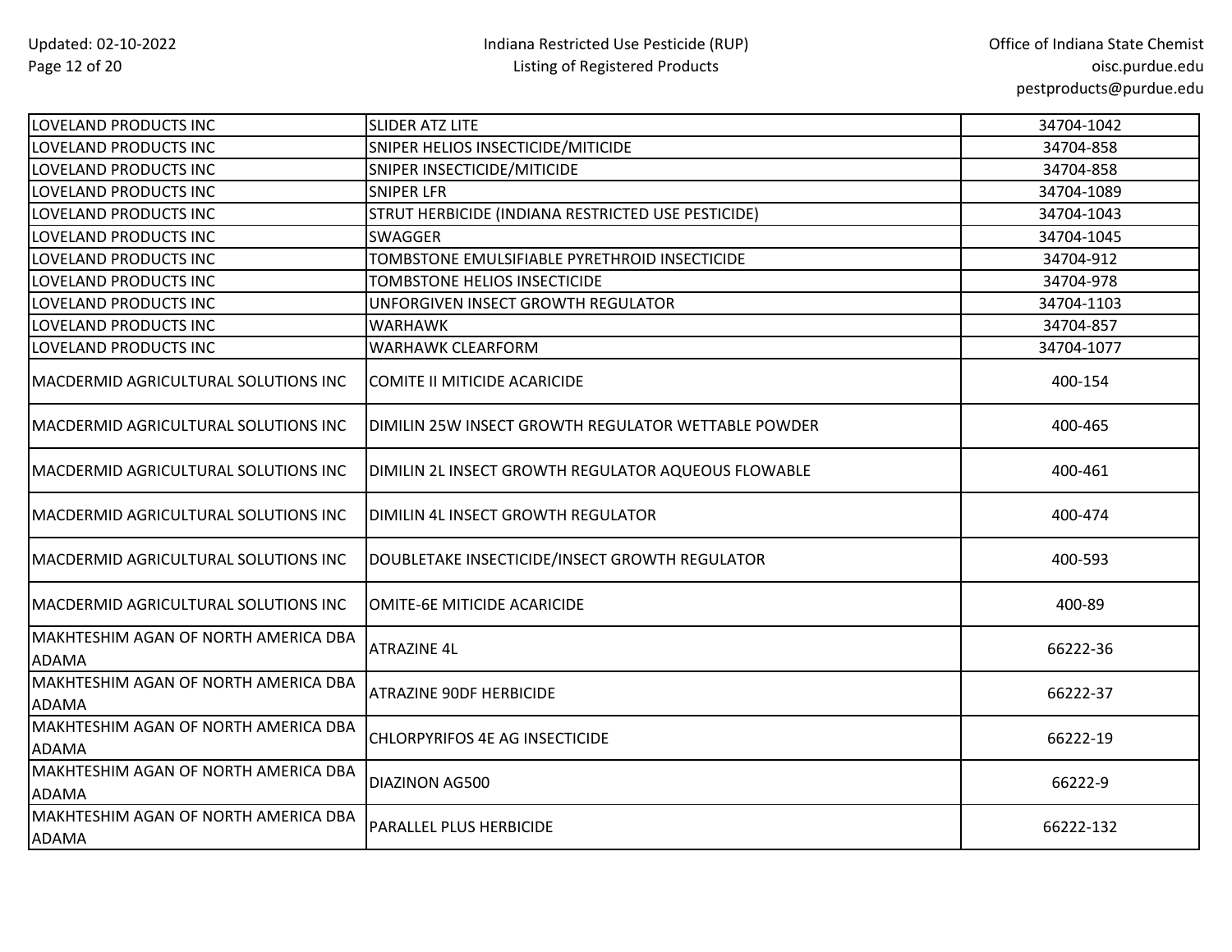| LOVELAND PRODUCTS INC | SLIDER ATZ LITE | 34704-1042 |
|---|---|---|
| LOVELAND PRODUCTS INC | SNIPER HELIOS INSECTICIDE/MITICIDE | 34704-858 |
| LOVELAND PRODUCTS INC | SNIPER INSECTICIDE/MITICIDE | 34704-858 |
| LOVELAND PRODUCTS INC | SNIPER LFR | 34704-1089 |
| LOVELAND PRODUCTS INC | STRUT HERBICIDE (INDIANA RESTRICTED USE PESTICIDE) | 34704-1043 |
| LOVELAND PRODUCTS INC | SWAGGER | 34704-1045 |
| LOVELAND PRODUCTS INC | TOMBSTONE EMULSIFIABLE PYRETHROID INSECTICIDE | 34704-912 |
| LOVELAND PRODUCTS INC | TOMBSTONE HELIOS INSECTICIDE | 34704-978 |
| LOVELAND PRODUCTS INC | UNFORGIVEN INSECT GROWTH REGULATOR | 34704-1103 |
| LOVELAND PRODUCTS INC | WARHAWK | 34704-857 |
| LOVELAND PRODUCTS INC | WARHAWK CLEARFORM | 34704-1077 |
| MACDERMID AGRICULTURAL SOLUTIONS INC | COMITE II MITICIDE ACARICIDE | 400-154 |
| MACDERMID AGRICULTURAL SOLUTIONS INC | DIMILIN 25W INSECT GROWTH REGULATOR WETTABLE POWDER | 400-465 |
| MACDERMID AGRICULTURAL SOLUTIONS INC | DIMILIN 2L INSECT GROWTH REGULATOR AQUEOUS FLOWABLE | 400-461 |
| MACDERMID AGRICULTURAL SOLUTIONS INC | DIMILIN 4L INSECT GROWTH REGULATOR | 400-474 |
| MACDERMID AGRICULTURAL SOLUTIONS INC | DOUBLETAKE INSECTICIDE/INSECT GROWTH REGULATOR | 400-593 |
| MACDERMID AGRICULTURAL SOLUTIONS INC | OMITE-6E MITICIDE ACARICIDE | 400-89 |
| MAKHTESHIM AGAN OF NORTH AMERICA DBA ADAMA | ATRAZINE 4L | 66222-36 |
| MAKHTESHIM AGAN OF NORTH AMERICA DBA ADAMA | ATRAZINE 90DF HERBICIDE | 66222-37 |
| MAKHTESHIM AGAN OF NORTH AMERICA DBA ADAMA | CHLORPYRIFOS 4E AG INSECTICIDE | 66222-19 |
| MAKHTESHIM AGAN OF NORTH AMERICA DBA ADAMA | DIAZINON AG500 | 66222-9 |
| MAKHTESHIM AGAN OF NORTH AMERICA DBA ADAMA | PARALLEL PLUS HERBICIDE | 66222-132 |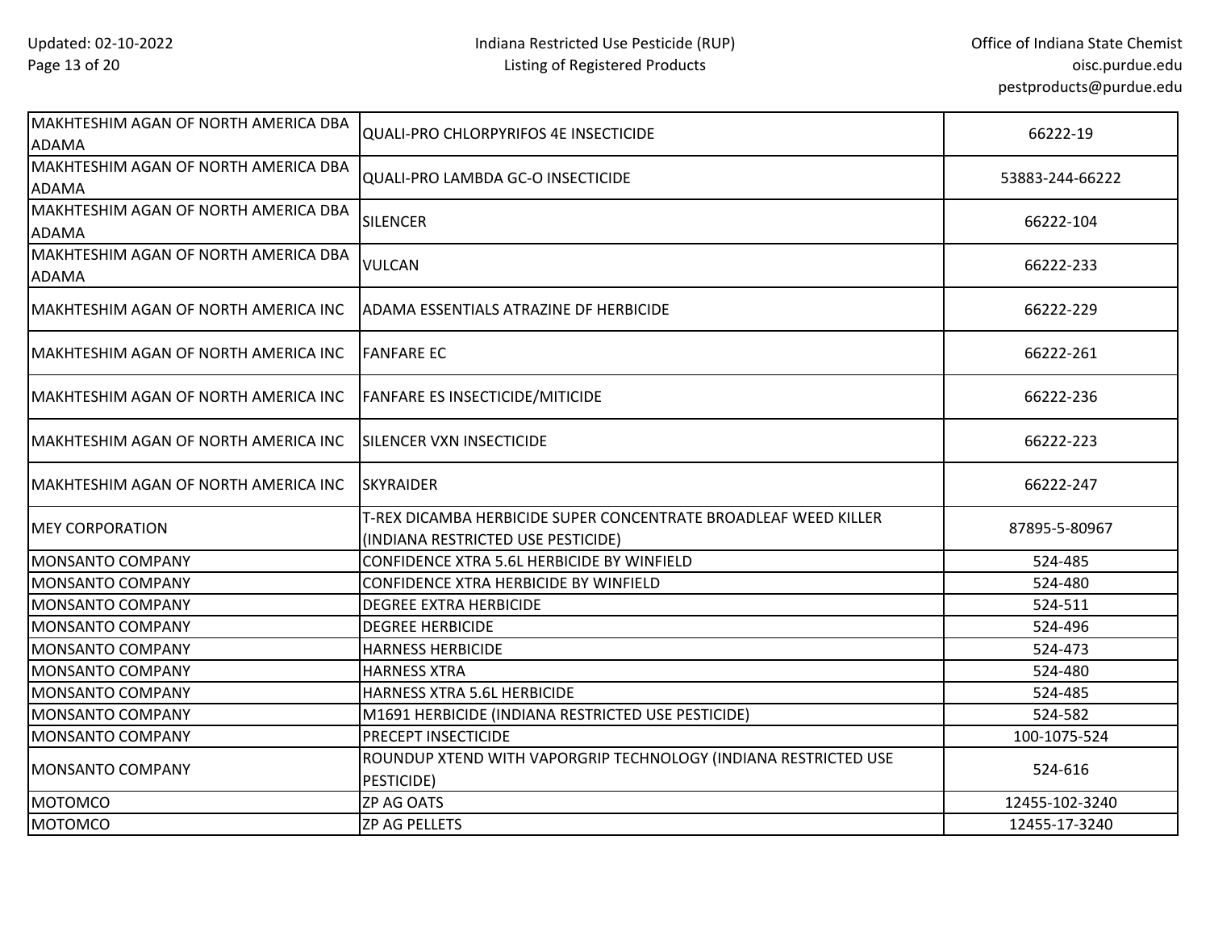| | | |
|---|---|---|
| MAKHTESHIM AGAN OF NORTH AMERICA DBA ADAMA | QUALI-PRO CHLORPYRIFOS 4E INSECTICIDE | 66222-19 |
| MAKHTESHIM AGAN OF NORTH AMERICA DBA ADAMA | QUALI-PRO LAMBDA GC-O INSECTICIDE | 53883-244-66222 |
| MAKHTESHIM AGAN OF NORTH AMERICA DBA ADAMA | SILENCER | 66222-104 |
| MAKHTESHIM AGAN OF NORTH AMERICA DBA ADAMA | VULCAN | 66222-233 |
| MAKHTESHIM AGAN OF NORTH AMERICA INC | ADAMA ESSENTIALS ATRAZINE DF HERBICIDE | 66222-229 |
| MAKHTESHIM AGAN OF NORTH AMERICA INC | FANFARE EC | 66222-261 |
| MAKHTESHIM AGAN OF NORTH AMERICA INC | FANFARE ES INSECTICIDE/MITICIDE | 66222-236 |
| MAKHTESHIM AGAN OF NORTH AMERICA INC | SILENCER VXN INSECTICIDE | 66222-223 |
| MAKHTESHIM AGAN OF NORTH AMERICA INC | SKYRAIDER | 66222-247 |
| MEY CORPORATION | T-REX DICAMBA HERBICIDE SUPER CONCENTRATE BROADLEAF WEED KILLER (INDIANA RESTRICTED USE PESTICIDE) | 87895-5-80967 |
| MONSANTO COMPANY | CONFIDENCE XTRA 5.6L HERBICIDE BY WINFIELD | 524-485 |
| MONSANTO COMPANY | CONFIDENCE XTRA HERBICIDE BY WINFIELD | 524-480 |
| MONSANTO COMPANY | DEGREE EXTRA HERBICIDE | 524-511 |
| MONSANTO COMPANY | DEGREE HERBICIDE | 524-496 |
| MONSANTO COMPANY | HARNESS HERBICIDE | 524-473 |
| MONSANTO COMPANY | HARNESS XTRA | 524-480 |
| MONSANTO COMPANY | HARNESS XTRA 5.6L HERBICIDE | 524-485 |
| MONSANTO COMPANY | M1691 HERBICIDE (INDIANA RESTRICTED USE PESTICIDE) | 524-582 |
| MONSANTO COMPANY | PRECEPT INSECTICIDE | 100-1075-524 |
| MONSANTO COMPANY | ROUNDUP XTEND WITH VAPORGRIP TECHNOLOGY (INDIANA RESTRICTED USE PESTICIDE) | 524-616 |
| MOTOMCO | ZP AG OATS | 12455-102-3240 |
| MOTOMCO | ZP AG PELLETS | 12455-17-3240 |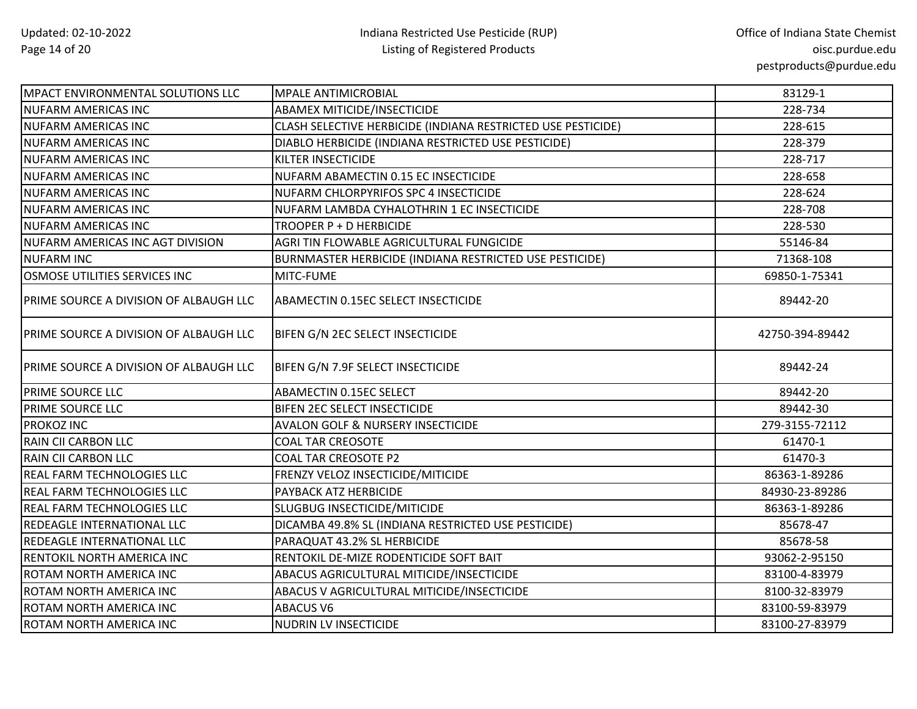| | | |
|---|---|---|
| MPACT ENVIRONMENTAL SOLUTIONS LLC | MPALE ANTIMICROBIAL | 83129-1 |
| NUFARM AMERICAS INC | ABAMEX MITICIDE/INSECTICIDE | 228-734 |
| NUFARM AMERICAS INC | CLASH SELECTIVE HERBICIDE (INDIANA RESTRICTED USE PESTICIDE) | 228-615 |
| NUFARM AMERICAS INC | DIABLO HERBICIDE (INDIANA RESTRICTED USE PESTICIDE) | 228-379 |
| NUFARM AMERICAS INC | KILTER INSECTICIDE | 228-717 |
| NUFARM AMERICAS INC | NUFARM ABAMECTIN 0.15 EC INSECTICIDE | 228-658 |
| NUFARM AMERICAS INC | NUFARM CHLORPYRIFOS SPC 4 INSECTICIDE | 228-624 |
| NUFARM AMERICAS INC | NUFARM LAMBDA CYHALOTHRIN 1 EC INSECTICIDE | 228-708 |
| NUFARM AMERICAS INC | TROOPER P + D HERBICIDE | 228-530 |
| NUFARM AMERICAS INC AGT DIVISION | AGRI TIN FLOWABLE AGRICULTURAL FUNGICIDE | 55146-84 |
| NUFARM INC | BURNMASTER HERBICIDE (INDIANA RESTRICTED USE PESTICIDE) | 71368-108 |
| OSMOSE UTILITIES SERVICES INC | MITC-FUME | 69850-1-75341 |
| PRIME SOURCE A DIVISION OF ALBAUGH LLC | ABAMECTIN 0.15EC SELECT INSECTICIDE | 89442-20 |
| PRIME SOURCE A DIVISION OF ALBAUGH LLC | BIFEN G/N 2EC SELECT INSECTICIDE | 42750-394-89442 |
| PRIME SOURCE A DIVISION OF ALBAUGH LLC | BIFEN G/N 7.9F SELECT INSECTICIDE | 89442-24 |
| PRIME SOURCE LLC | ABAMECTIN 0.15EC SELECT | 89442-20 |
| PRIME SOURCE LLC | BIFEN 2EC SELECT INSECTICIDE | 89442-30 |
| PROKOZ INC | AVALON GOLF & NURSERY INSECTICIDE | 279-3155-72112 |
| RAIN CII CARBON LLC | COAL TAR CREOSOTE | 61470-1 |
| RAIN CII CARBON LLC | COAL TAR CREOSOTE P2 | 61470-3 |
| REAL FARM TECHNOLOGIES LLC | FRENZY VELOZ INSECTICIDE/MITICIDE | 86363-1-89286 |
| REAL FARM TECHNOLOGIES LLC | PAYBACK ATZ HERBICIDE | 84930-23-89286 |
| REAL FARM TECHNOLOGIES LLC | SLUGBUG INSECTICIDE/MITICIDE | 86363-1-89286 |
| REDEAGLE INTERNATIONAL LLC | DICAMBA 49.8% SL (INDIANA RESTRICTED USE PESTICIDE) | 85678-47 |
| REDEAGLE INTERNATIONAL LLC | PARAQUAT 43.2% SL HERBICIDE | 85678-58 |
| RENTOKIL NORTH AMERICA INC | RENTOKIL DE-MIZE RODENTICIDE SOFT BAIT | 93062-2-95150 |
| ROTAM NORTH AMERICA INC | ABACUS AGRICULTURAL MITICIDE/INSECTICIDE | 83100-4-83979 |
| ROTAM NORTH AMERICA INC | ABACUS V AGRICULTURAL MITICIDE/INSECTICIDE | 8100-32-83979 |
| ROTAM NORTH AMERICA INC | ABACUS V6 | 83100-59-83979 |
| ROTAM NORTH AMERICA INC | NUDRIN LV INSECTICIDE | 83100-27-83979 |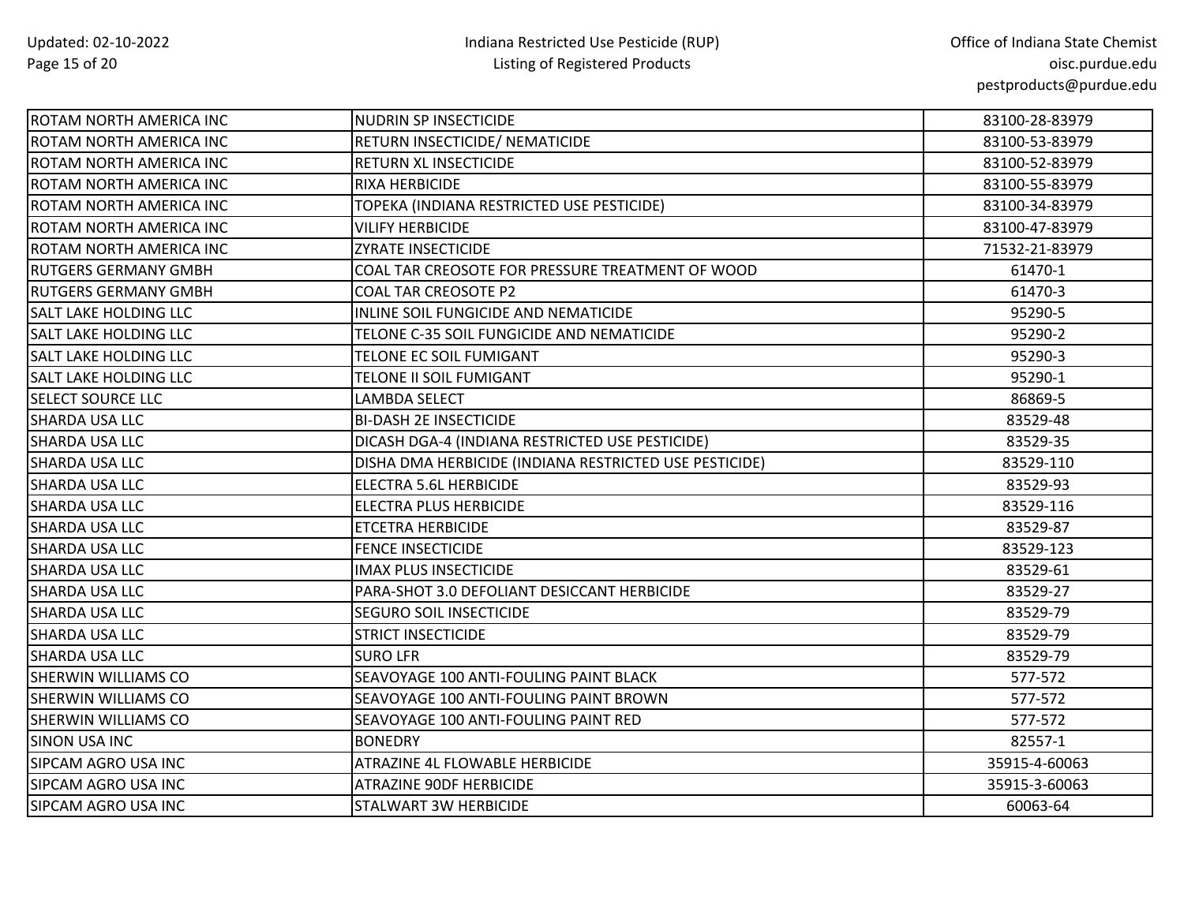| | | |
|---|---|---|
| ROTAM NORTH AMERICA INC | NUDRIN SP INSECTICIDE | 83100-28-83979 |
| ROTAM NORTH AMERICA INC | RETURN INSECTICIDE/ NEMATICIDE | 83100-53-83979 |
| ROTAM NORTH AMERICA INC | RETURN XL INSECTICIDE | 83100-52-83979 |
| ROTAM NORTH AMERICA INC | RIXA HERBICIDE | 83100-55-83979 |
| ROTAM NORTH AMERICA INC | TOPEKA (INDIANA RESTRICTED USE PESTICIDE) | 83100-34-83979 |
| ROTAM NORTH AMERICA INC | VILIFY HERBICIDE | 83100-47-83979 |
| ROTAM NORTH AMERICA INC | ZYRATE INSECTICIDE | 71532-21-83979 |
| RUTGERS GERMANY GMBH | COAL TAR CREOSOTE FOR PRESSURE TREATMENT OF WOOD | 61470-1 |
| RUTGERS GERMANY GMBH | COAL TAR CREOSOTE P2 | 61470-3 |
| SALT LAKE HOLDING LLC | INLINE SOIL FUNGICIDE AND NEMATICIDE | 95290-5 |
| SALT LAKE HOLDING LLC | TELONE C-35 SOIL FUNGICIDE AND NEMATICIDE | 95290-2 |
| SALT LAKE HOLDING LLC | TELONE EC SOIL FUMIGANT | 95290-3 |
| SALT LAKE HOLDING LLC | TELONE II SOIL FUMIGANT | 95290-1 |
| SELECT SOURCE LLC | LAMBDA SELECT | 86869-5 |
| SHARDA USA LLC | BI-DASH 2E INSECTICIDE | 83529-48 |
| SHARDA USA LLC | DICASH DGA-4 (INDIANA RESTRICTED USE PESTICIDE) | 83529-35 |
| SHARDA USA LLC | DISHA DMA HERBICIDE (INDIANA RESTRICTED USE PESTICIDE) | 83529-110 |
| SHARDA USA LLC | ELECTRA 5.6L HERBICIDE | 83529-93 |
| SHARDA USA LLC | ELECTRA PLUS HERBICIDE | 83529-116 |
| SHARDA USA LLC | ETCETRA HERBICIDE | 83529-87 |
| SHARDA USA LLC | FENCE INSECTICIDE | 83529-123 |
| SHARDA USA LLC | IMAX PLUS INSECTICIDE | 83529-61 |
| SHARDA USA LLC | PARA-SHOT 3.0 DEFOLIANT DESICCANT HERBICIDE | 83529-27 |
| SHARDA USA LLC | SEGURO SOIL INSECTICIDE | 83529-79 |
| SHARDA USA LLC | STRICT INSECTICIDE | 83529-79 |
| SHARDA USA LLC | SURO LFR | 83529-79 |
| SHERWIN WILLIAMS CO | SEAVOYAGE 100 ANTI-FOULING PAINT BLACK | 577-572 |
| SHERWIN WILLIAMS CO | SEAVOYAGE 100 ANTI-FOULING PAINT BROWN | 577-572 |
| SHERWIN WILLIAMS CO | SEAVOYAGE 100 ANTI-FOULING PAINT RED | 577-572 |
| SINON USA INC | BONEDRY | 82557-1 |
| SIPCAM AGRO USA INC | ATRAZINE 4L FLOWABLE HERBICIDE | 35915-4-60063 |
| SIPCAM AGRO USA INC | ATRAZINE 90DF HERBICIDE | 35915-3-60063 |
| SIPCAM AGRO USA INC | STALWART 3W HERBICIDE | 60063-64 |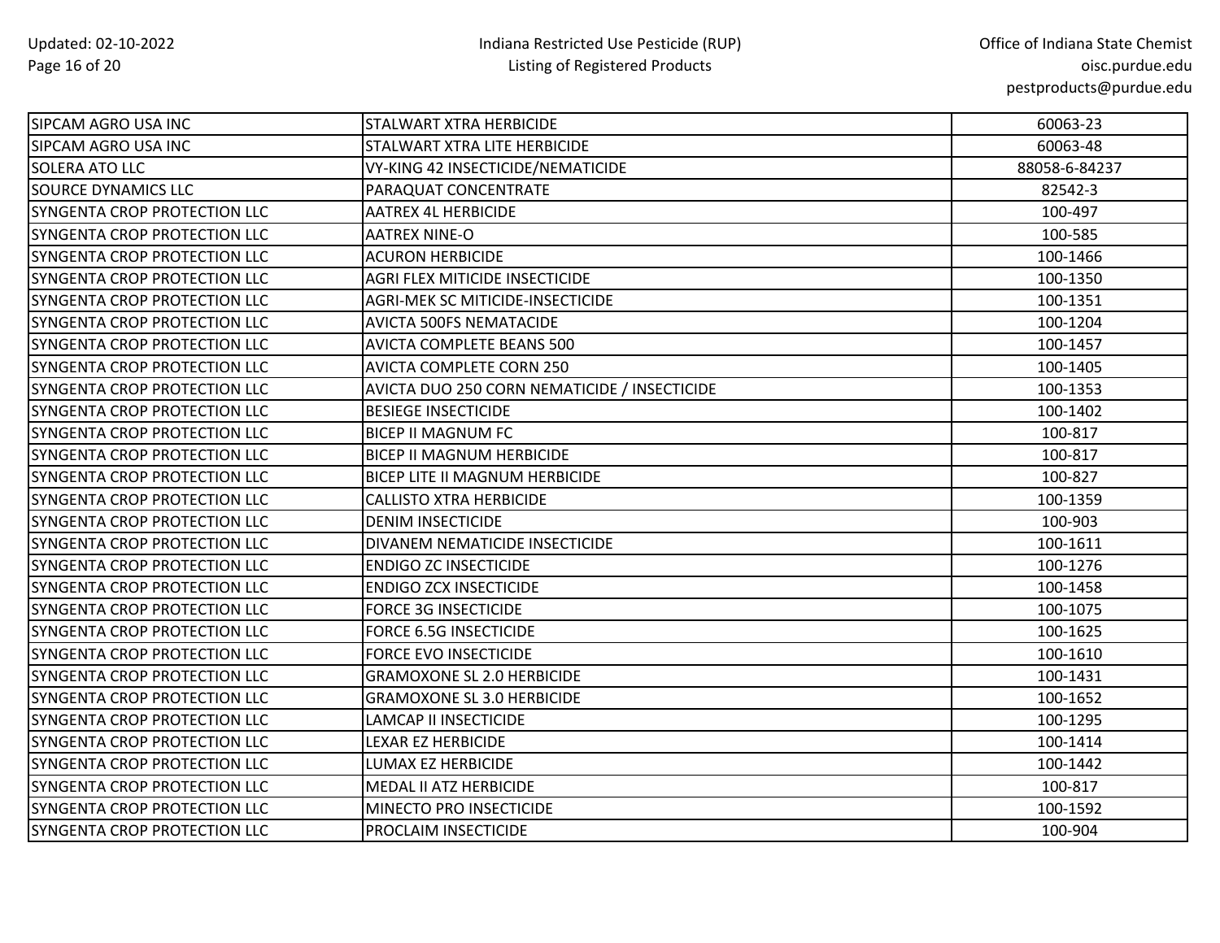| | | |
|---|---|---|
| SIPCAM AGRO USA INC | STALWART XTRA HERBICIDE | 60063-23 |
| SIPCAM AGRO USA INC | STALWART XTRA LITE HERBICIDE | 60063-48 |
| SOLERA ATO LLC | VY-KING 42 INSECTICIDE/NEMATICIDE | 88058-6-84237 |
| SOURCE DYNAMICS LLC | PARAQUAT CONCENTRATE | 82542-3 |
| SYNGENTA CROP PROTECTION LLC | AATREX 4L HERBICIDE | 100-497 |
| SYNGENTA CROP PROTECTION LLC | AATREX NINE-O | 100-585 |
| SYNGENTA CROP PROTECTION LLC | ACURON HERBICIDE | 100-1466 |
| SYNGENTA CROP PROTECTION LLC | AGRI FLEX MITICIDE INSECTICIDE | 100-1350 |
| SYNGENTA CROP PROTECTION LLC | AGRI-MEK SC MITICIDE-INSECTICIDE | 100-1351 |
| SYNGENTA CROP PROTECTION LLC | AVICTA 500FS NEMATACIDE | 100-1204 |
| SYNGENTA CROP PROTECTION LLC | AVICTA COMPLETE BEANS 500 | 100-1457 |
| SYNGENTA CROP PROTECTION LLC | AVICTA COMPLETE CORN 250 | 100-1405 |
| SYNGENTA CROP PROTECTION LLC | AVICTA DUO 250 CORN NEMATICIDE / INSECTICIDE | 100-1353 |
| SYNGENTA CROP PROTECTION LLC | BESIEGE INSECTICIDE | 100-1402 |
| SYNGENTA CROP PROTECTION LLC | BICEP II MAGNUM FC | 100-817 |
| SYNGENTA CROP PROTECTION LLC | BICEP II MAGNUM HERBICIDE | 100-817 |
| SYNGENTA CROP PROTECTION LLC | BICEP LITE II MAGNUM HERBICIDE | 100-827 |
| SYNGENTA CROP PROTECTION LLC | CALLISTO XTRA HERBICIDE | 100-1359 |
| SYNGENTA CROP PROTECTION LLC | DENIM INSECTICIDE | 100-903 |
| SYNGENTA CROP PROTECTION LLC | DIVANEM NEMATICIDE INSECTICIDE | 100-1611 |
| SYNGENTA CROP PROTECTION LLC | ENDIGO ZC INSECTICIDE | 100-1276 |
| SYNGENTA CROP PROTECTION LLC | ENDIGO ZCX INSECTICIDE | 100-1458 |
| SYNGENTA CROP PROTECTION LLC | FORCE 3G INSECTICIDE | 100-1075 |
| SYNGENTA CROP PROTECTION LLC | FORCE 6.5G INSECTICIDE | 100-1625 |
| SYNGENTA CROP PROTECTION LLC | FORCE EVO INSECTICIDE | 100-1610 |
| SYNGENTA CROP PROTECTION LLC | GRAMOXONE SL 2.0 HERBICIDE | 100-1431 |
| SYNGENTA CROP PROTECTION LLC | GRAMOXONE SL 3.0 HERBICIDE | 100-1652 |
| SYNGENTA CROP PROTECTION LLC | LAMCAP II INSECTICIDE | 100-1295 |
| SYNGENTA CROP PROTECTION LLC | LEXAR EZ HERBICIDE | 100-1414 |
| SYNGENTA CROP PROTECTION LLC | LUMAX EZ HERBICIDE | 100-1442 |
| SYNGENTA CROP PROTECTION LLC | MEDAL II ATZ HERBICIDE | 100-817 |
| SYNGENTA CROP PROTECTION LLC | MINECTO PRO INSECTICIDE | 100-1592 |
| SYNGENTA CROP PROTECTION LLC | PROCLAIM INSECTICIDE | 100-904 |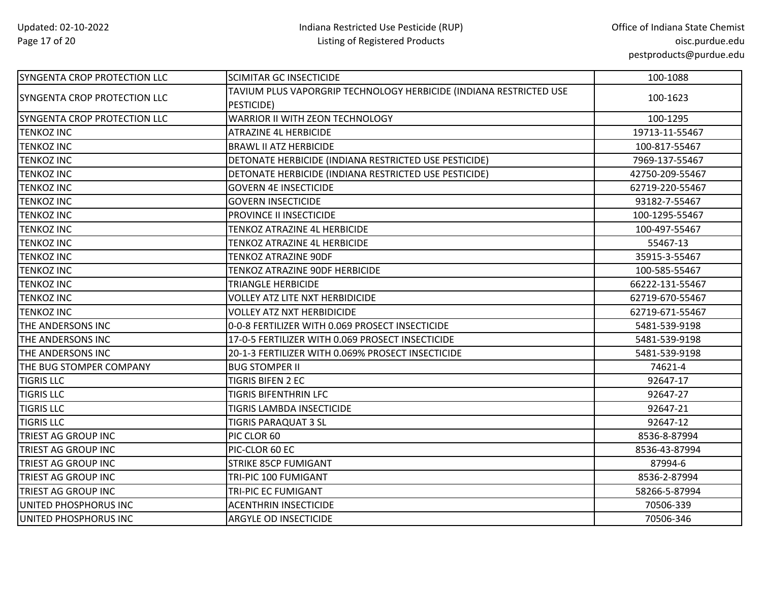| | | |
|---|---|---|
| SYNGENTA CROP PROTECTION LLC | SCIMITAR GC INSECTICIDE | 100-1088 |
| SYNGENTA CROP PROTECTION LLC | TAVIUM PLUS VAPORGRIP TECHNOLOGY HERBICIDE (INDIANA RESTRICTED USE PESTICIDE) | 100-1623 |
| SYNGENTA CROP PROTECTION LLC | WARRIOR II WITH ZEON TECHNOLOGY | 100-1295 |
| TENKOZ INC | ATRAZINE 4L HERBICIDE | 19713-11-55467 |
| TENKOZ INC | BRAWL II ATZ HERBICIDE | 100-817-55467 |
| TENKOZ INC | DETONATE HERBICIDE (INDIANA RESTRICTED USE PESTICIDE) | 7969-137-55467 |
| TENKOZ INC | DETONATE HERBICIDE (INDIANA RESTRICTED USE PESTICIDE) | 42750-209-55467 |
| TENKOZ INC | GOVERN 4E INSECTICIDE | 62719-220-55467 |
| TENKOZ INC | GOVERN INSECTICIDE | 93182-7-55467 |
| TENKOZ INC | PROVINCE II INSECTICIDE | 100-1295-55467 |
| TENKOZ INC | TENKOZ ATRAZINE 4L HERBICIDE | 100-497-55467 |
| TENKOZ INC | TENKOZ ATRAZINE 4L HERBICIDE | 55467-13 |
| TENKOZ INC | TENKOZ ATRAZINE 90DF | 35915-3-55467 |
| TENKOZ INC | TENKOZ ATRAZINE 90DF HERBICIDE | 100-585-55467 |
| TENKOZ INC | TRIANGLE HERBICIDE | 66222-131-55467 |
| TENKOZ INC | VOLLEY ATZ LITE NXT HERBIDICIDE | 62719-670-55467 |
| TENKOZ INC | VOLLEY ATZ NXT HERBIDICIDE | 62719-671-55467 |
| THE ANDERSONS INC | 0-0-8 FERTILIZER WITH 0.069 PROSECT INSECTICIDE | 5481-539-9198 |
| THE ANDERSONS INC | 17-0-5 FERTILIZER WITH 0.069 PROSECT INSECTICIDE | 5481-539-9198 |
| THE ANDERSONS INC | 20-1-3 FERTILIZER WITH 0.069% PROSECT INSECTICIDE | 5481-539-9198 |
| THE BUG STOMPER COMPANY | BUG STOMPER II | 74621-4 |
| TIGRIS LLC | TIGRIS BIFEN 2 EC | 92647-17 |
| TIGRIS LLC | TIGRIS BIFENTHRIN LFC | 92647-27 |
| TIGRIS LLC | TIGRIS LAMBDA INSECTICIDE | 92647-21 |
| TIGRIS LLC | TIGRIS PARAQUAT 3 SL | 92647-12 |
| TRIEST AG GROUP INC | PIC CLOR 60 | 8536-8-87994 |
| TRIEST AG GROUP INC | PIC-CLOR 60 EC | 8536-43-87994 |
| TRIEST AG GROUP INC | STRIKE 85CP FUMIGANT | 87994-6 |
| TRIEST AG GROUP INC | TRI-PIC 100 FUMIGANT | 8536-2-87994 |
| TRIEST AG GROUP INC | TRI-PIC EC FUMIGANT | 58266-5-87994 |
| UNITED PHOSPHORUS INC | ACENTHRIN INSECTICIDE | 70506-339 |
| UNITED PHOSPHORUS INC | ARGYLE OD INSECTICIDE | 70506-346 |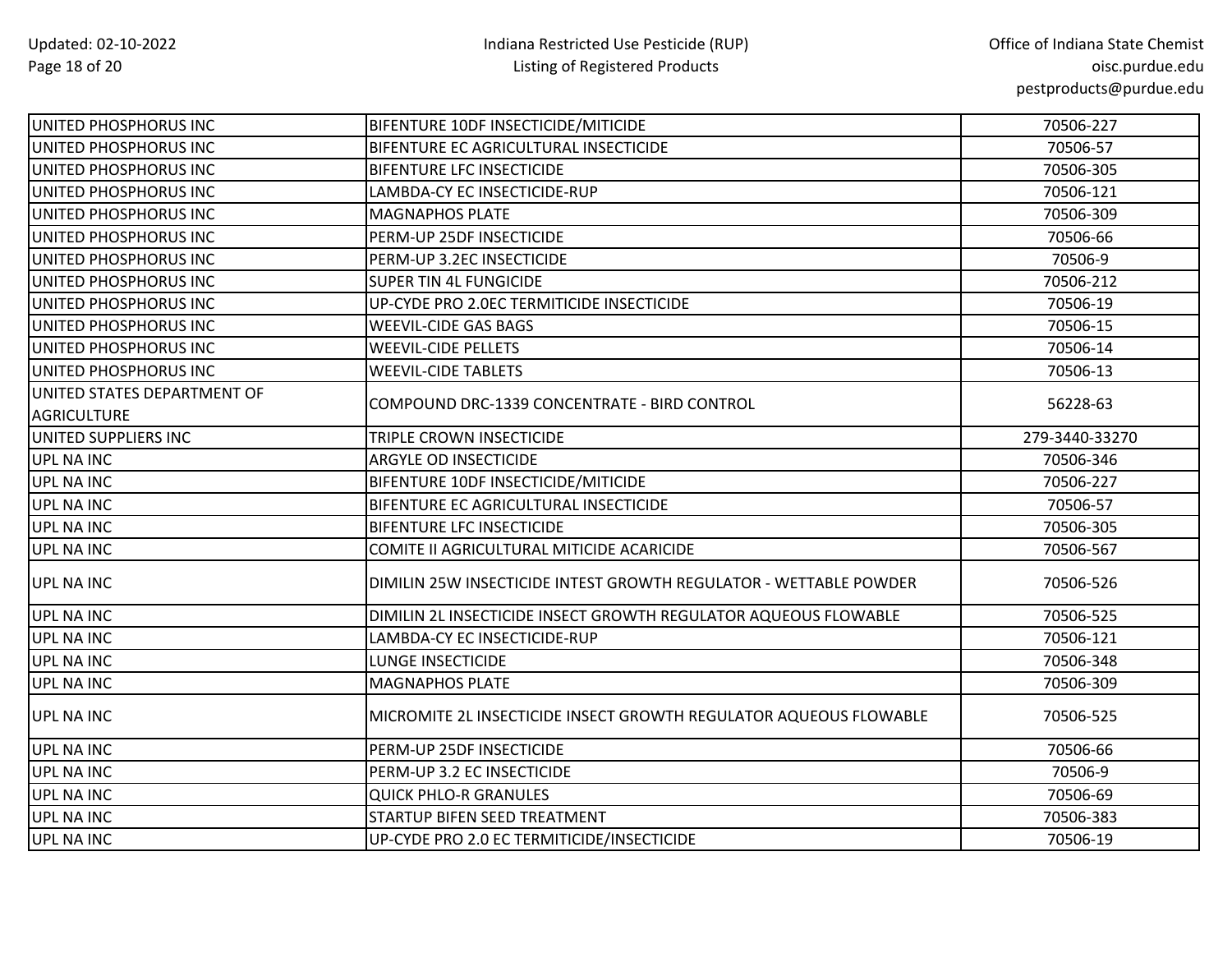| UNITED PHOSPHORUS INC | BIFENTURE 10DF INSECTICIDE/MITICIDE | 70506-227 |
|---|---|---|
| UNITED PHOSPHORUS INC | BIFENTURE EC AGRICULTURAL INSECTICIDE | 70506-57 |
| UNITED PHOSPHORUS INC | BIFENTURE LFC INSECTICIDE | 70506-305 |
| UNITED PHOSPHORUS INC | LAMBDA-CY EC INSECTICIDE-RUP | 70506-121 |
| UNITED PHOSPHORUS INC | MAGNAPHOS PLATE | 70506-309 |
| UNITED PHOSPHORUS INC | PERM-UP 25DF INSECTICIDE | 70506-66 |
| UNITED PHOSPHORUS INC | PERM-UP 3.2EC INSECTICIDE | 70506-9 |
| UNITED PHOSPHORUS INC | SUPER TIN 4L FUNGICIDE | 70506-212 |
| UNITED PHOSPHORUS INC | UP-CYDE PRO 2.0EC TERMITICIDE INSECTICIDE | 70506-19 |
| UNITED PHOSPHORUS INC | WEEVIL-CIDE GAS BAGS | 70506-15 |
| UNITED PHOSPHORUS INC | WEEVIL-CIDE PELLETS | 70506-14 |
| UNITED PHOSPHORUS INC | WEEVIL-CIDE TABLETS | 70506-13 |
| UNITED STATES DEPARTMENT OF AGRICULTURE | COMPOUND DRC-1339 CONCENTRATE - BIRD CONTROL | 56228-63 |
| UNITED SUPPLIERS INC | TRIPLE CROWN INSECTICIDE | 279-3440-33270 |
| UPL NA INC | ARGYLE OD INSECTICIDE | 70506-346 |
| UPL NA INC | BIFENTURE 10DF INSECTICIDE/MITICIDE | 70506-227 |
| UPL NA INC | BIFENTURE EC AGRICULTURAL INSECTICIDE | 70506-57 |
| UPL NA INC | BIFENTURE LFC INSECTICIDE | 70506-305 |
| UPL NA INC | COMITE II AGRICULTURAL MITICIDE ACARICIDE | 70506-567 |
| UPL NA INC | DIMILIN 25W INSECTICIDE INTEST GROWTH REGULATOR - WETTABLE POWDER | 70506-526 |
| UPL NA INC | DIMILIN 2L INSECTICIDE INSECT GROWTH REGULATOR AQUEOUS FLOWABLE | 70506-525 |
| UPL NA INC | LAMBDA-CY EC INSECTICIDE-RUP | 70506-121 |
| UPL NA INC | LUNGE INSECTICIDE | 70506-348 |
| UPL NA INC | MAGNAPHOS PLATE | 70506-309 |
| UPL NA INC | MICROMITE 2L INSECTICIDE INSECT GROWTH REGULATOR AQUEOUS FLOWABLE | 70506-525 |
| UPL NA INC | PERM-UP 25DF INSECTICIDE | 70506-66 |
| UPL NA INC | PERM-UP 3.2 EC INSECTICIDE | 70506-9 |
| UPL NA INC | QUICK PHLO-R GRANULES | 70506-69 |
| UPL NA INC | STARTUP BIFEN SEED TREATMENT | 70506-383 |
| UPL NA INC | UP-CYDE PRO 2.0 EC TERMITICIDE/INSECTICIDE | 70506-19 |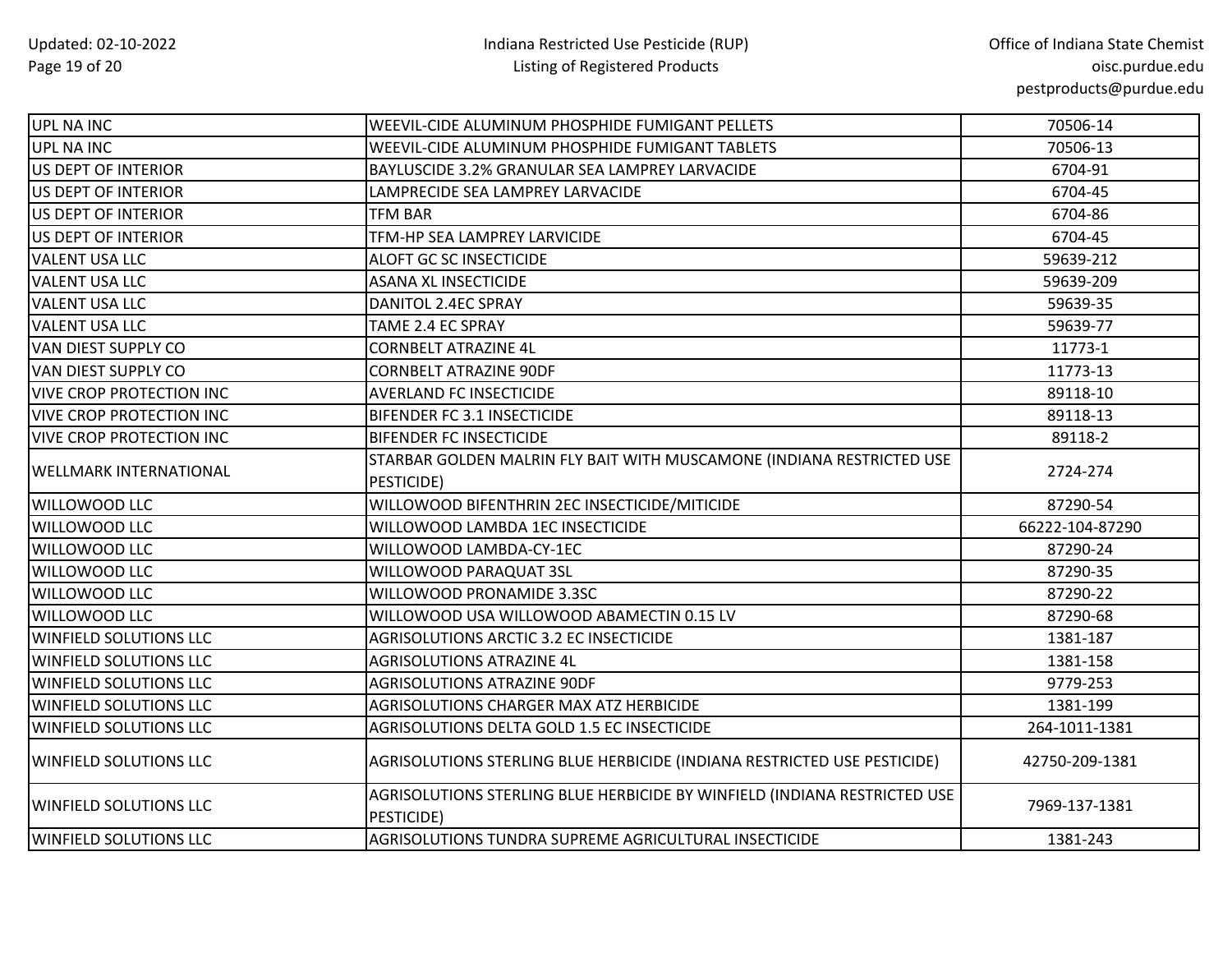| UPL NA INC | WEEVIL-CIDE ALUMINUM PHOSPHIDE FUMIGANT PELLETS | 70506-14 |
|---|---|---|
| UPL NA INC | WEEVIL-CIDE ALUMINUM PHOSPHIDE FUMIGANT TABLETS | 70506-13 |
| US DEPT OF INTERIOR | BAYLUSCIDE 3.2% GRANULAR SEA LAMPREY LARVACIDE | 6704-91 |
| US DEPT OF INTERIOR | LAMPRECIDE SEA LAMPREY LARVACIDE | 6704-45 |
| US DEPT OF INTERIOR | TFM BAR | 6704-86 |
| US DEPT OF INTERIOR | TFM-HP SEA LAMPREY LARVICIDE | 6704-45 |
| VALENT USA LLC | ALOFT GC SC INSECTICIDE | 59639-212 |
| VALENT USA LLC | ASANA XL INSECTICIDE | 59639-209 |
| VALENT USA LLC | DANITOL 2.4EC SPRAY | 59639-35 |
| VALENT USA LLC | TAME 2.4 EC SPRAY | 59639-77 |
| VAN DIEST SUPPLY CO | CORNBELT ATRAZINE 4L | 11773-1 |
| VAN DIEST SUPPLY CO | CORNBELT ATRAZINE 90DF | 11773-13 |
| VIVE CROP PROTECTION INC | AVERLAND FC INSECTICIDE | 89118-10 |
| VIVE CROP PROTECTION INC | BIFENDER FC 3.1 INSECTICIDE | 89118-13 |
| VIVE CROP PROTECTION INC | BIFENDER FC INSECTICIDE | 89118-2 |
| WELLMARK INTERNATIONAL | STARBAR GOLDEN MALRIN FLY BAIT WITH MUSCAMONE (INDIANA RESTRICTED USE PESTICIDE) | 2724-274 |
| WILLOWOOD LLC | WILLOWOOD BIFENTHRIN 2EC INSECTICIDE/MITICIDE | 87290-54 |
| WILLOWOOD LLC | WILLOWOOD LAMBDA 1EC INSECTICIDE | 66222-104-87290 |
| WILLOWOOD LLC | WILLOWOOD LAMBDA-CY-1EC | 87290-24 |
| WILLOWOOD LLC | WILLOWOOD PARAQUAT 3SL | 87290-35 |
| WILLOWOOD LLC | WILLOWOOD PRONAMIDE 3.3SC | 87290-22 |
| WILLOWOOD LLC | WILLOWOOD USA WILLOWOOD ABAMECTIN 0.15 LV | 87290-68 |
| WINFIELD SOLUTIONS LLC | AGRISOLUTIONS ARCTIC 3.2 EC INSECTICIDE | 1381-187 |
| WINFIELD SOLUTIONS LLC | AGRISOLUTIONS ATRAZINE 4L | 1381-158 |
| WINFIELD SOLUTIONS LLC | AGRISOLUTIONS ATRAZINE 90DF | 9779-253 |
| WINFIELD SOLUTIONS LLC | AGRISOLUTIONS CHARGER MAX ATZ HERBICIDE | 1381-199 |
| WINFIELD SOLUTIONS LLC | AGRISOLUTIONS DELTA GOLD 1.5 EC INSECTICIDE | 264-1011-1381 |
| WINFIELD SOLUTIONS LLC | AGRISOLUTIONS STERLING BLUE HERBICIDE (INDIANA RESTRICTED USE PESTICIDE) | 42750-209-1381 |
| WINFIELD SOLUTIONS LLC | AGRISOLUTIONS STERLING BLUE HERBICIDE BY WINFIELD (INDIANA RESTRICTED USE PESTICIDE) | 7969-137-1381 |
| WINFIELD SOLUTIONS LLC | AGRISOLUTIONS TUNDRA SUPREME AGRICULTURAL INSECTICIDE | 1381-243 |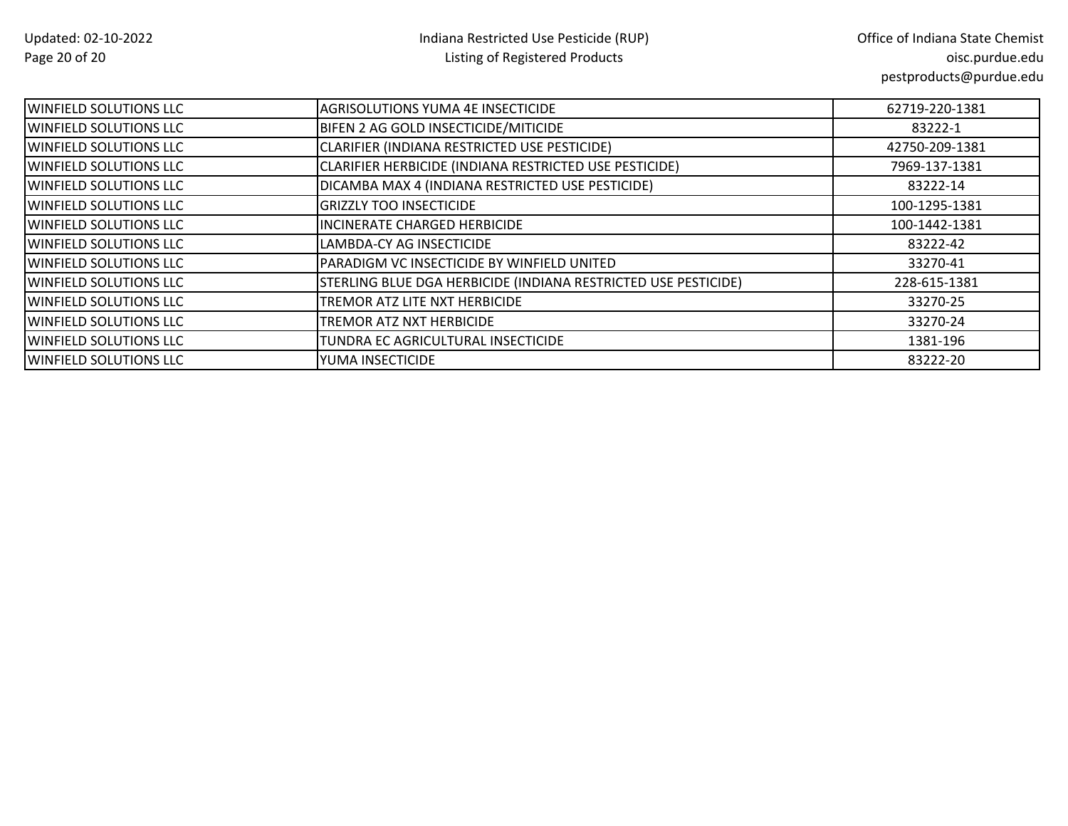| | | |
|---|---|---|
| WINFIELD SOLUTIONS LLC | AGRISOLUTIONS YUMA 4E INSECTICIDE | 62719-220-1381 |
| WINFIELD SOLUTIONS LLC | BIFEN 2 AG GOLD INSECTICIDE/MITICIDE | 83222-1 |
| WINFIELD SOLUTIONS LLC | CLARIFIER (INDIANA RESTRICTED USE PESTICIDE) | 42750-209-1381 |
| WINFIELD SOLUTIONS LLC | CLARIFIER HERBICIDE (INDIANA RESTRICTED USE PESTICIDE) | 7969-137-1381 |
| WINFIELD SOLUTIONS LLC | DICAMBA MAX 4 (INDIANA RESTRICTED USE PESTICIDE) | 83222-14 |
| WINFIELD SOLUTIONS LLC | GRIZZLY TOO INSECTICIDE | 100-1295-1381 |
| WINFIELD SOLUTIONS LLC | INCINERATE CHARGED HERBICIDE | 100-1442-1381 |
| WINFIELD SOLUTIONS LLC | LAMBDA-CY AG INSECTICIDE | 83222-42 |
| WINFIELD SOLUTIONS LLC | PARADIGM VC INSECTICIDE BY WINFIELD UNITED | 33270-41 |
| WINFIELD SOLUTIONS LLC | STERLING BLUE DGA HERBICIDE (INDIANA RESTRICTED USE PESTICIDE) | 228-615-1381 |
| WINFIELD SOLUTIONS LLC | TREMOR ATZ LITE NXT HERBICIDE | 33270-25 |
| WINFIELD SOLUTIONS LLC | TREMOR ATZ NXT HERBICIDE | 33270-24 |
| WINFIELD SOLUTIONS LLC | TUNDRA EC AGRICULTURAL INSECTICIDE | 1381-196 |
| WINFIELD SOLUTIONS LLC | YUMA INSECTICIDE | 83222-20 |